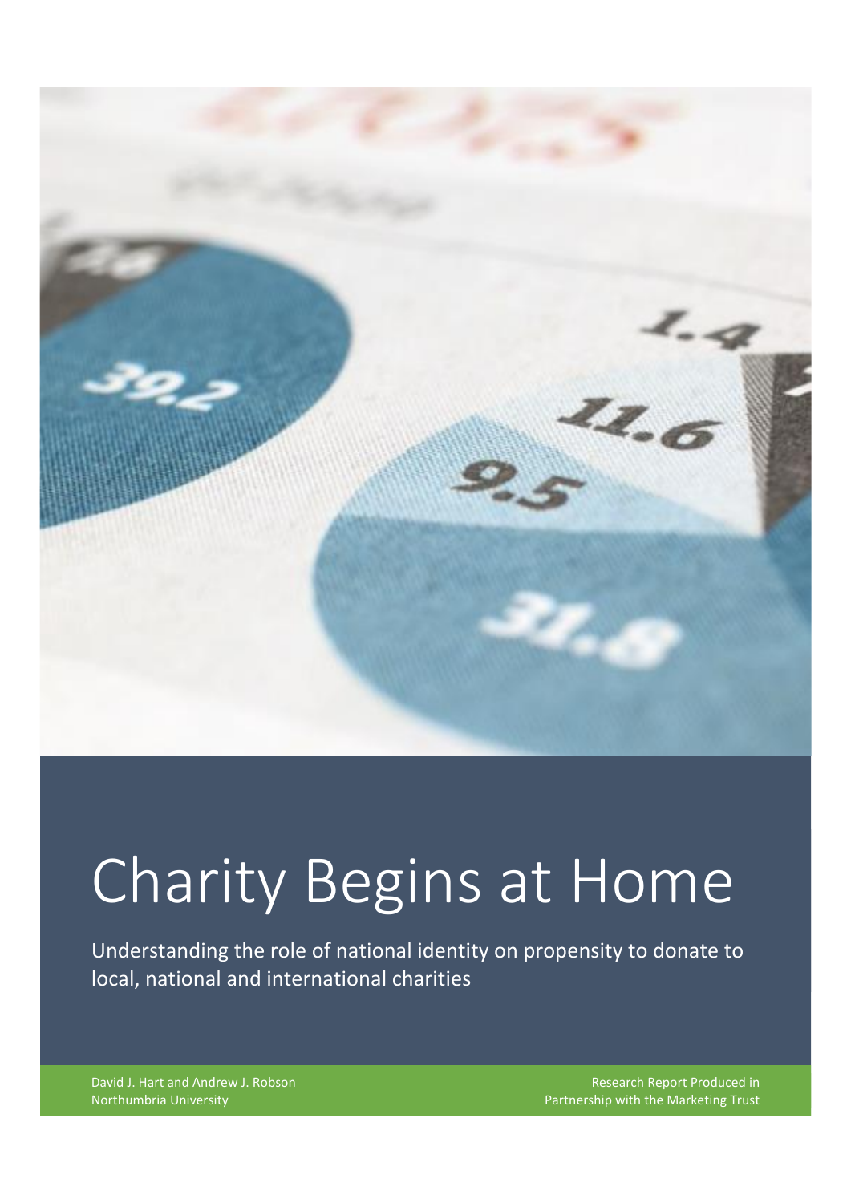# Charity Begins at Home

Understanding the role of national identity on propensity to donate to local, national and international charities

David J. Hart and Andrew J. Robson
Northumbria University

Research Report Produced in Partnership with the Marketing Trust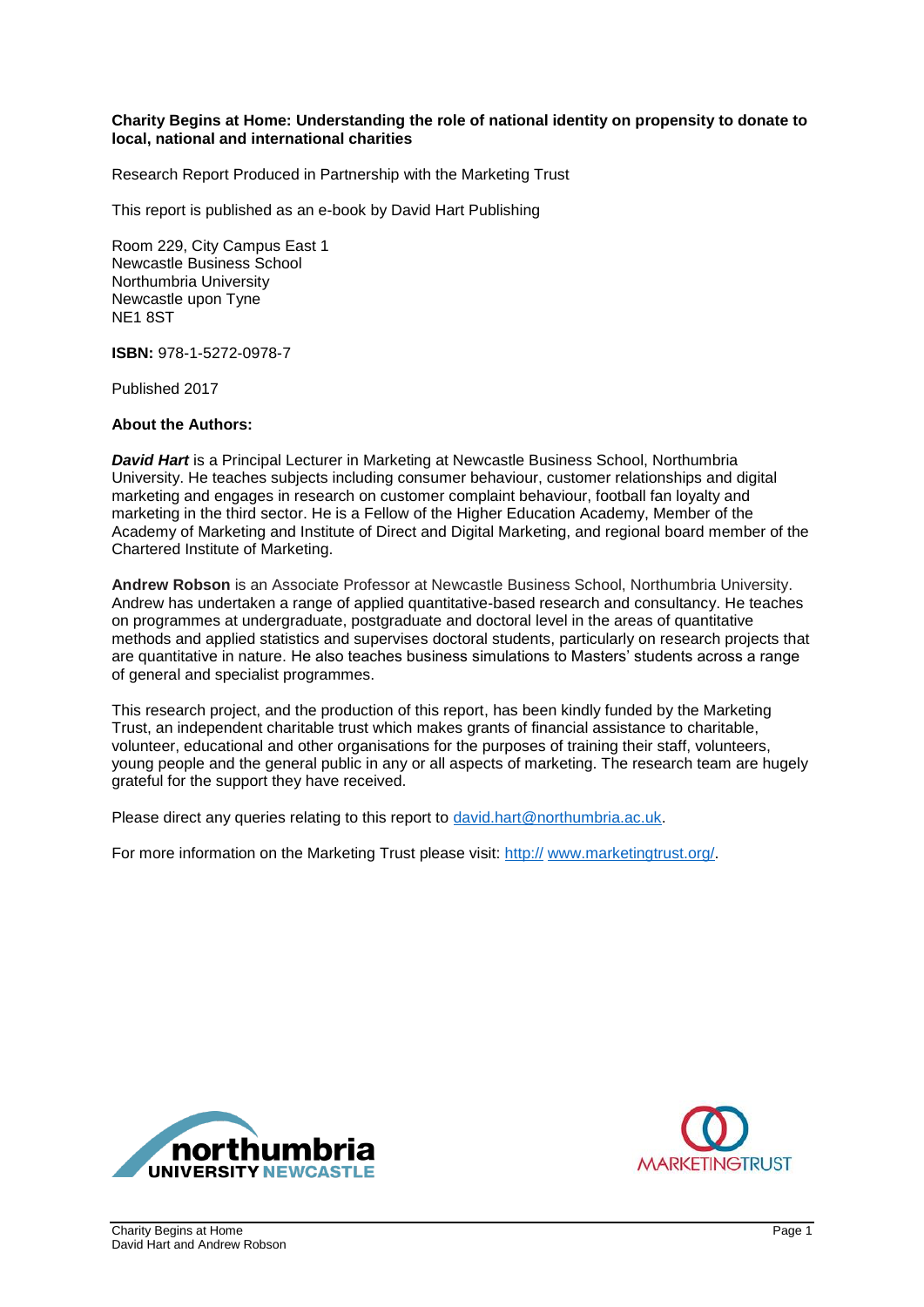**Charity Begins at Home: Understanding the role of national identity on propensity to donate to local, national and international charities**

Research Report Produced in Partnership with the Marketing Trust

This report is published as an e-book by David Hart Publishing

Room 229, City Campus East 1
Newcastle Business School
Northumbria University
Newcastle upon Tyne
NE1 8ST

**ISBN:** 978-1-5272-0978-7

Published 2017

**About the Authors:**

***David Hart*** is a Principal Lecturer in Marketing at Newcastle Business School, Northumbria University. He teaches subjects including consumer behaviour, customer relationships and digital marketing and engages in research on customer complaint behaviour, football fan loyalty and marketing in the third sector. He is a Fellow of the Higher Education Academy, Member of the Academy of Marketing and Institute of Direct and Digital Marketing, and regional board member of the Chartered Institute of Marketing.

**Andrew Robson** is an Associate Professor at Newcastle Business School, Northumbria University. Andrew has undertaken a range of applied quantitative-based research and consultancy. He teaches on programmes at undergraduate, postgraduate and doctoral level in the areas of quantitative methods and applied statistics and supervises doctoral students, particularly on research projects that are quantitative in nature. He also teaches business simulations to Masters' students across a range of general and specialist programmes.

This research project, and the production of this report, has been kindly funded by the Marketing Trust, an independent charitable trust which makes grants of financial assistance to charitable, volunteer, educational and other organisations for the purposes of training their staff, volunteers, young people and the general public in any or all aspects of marketing. The research team are hugely grateful for the support they have received.

Please direct any queries relating to this report to david.hart@northumbria.ac.uk.

For more information on the Marketing Trust please visit: http:// www.marketingtrust.org/.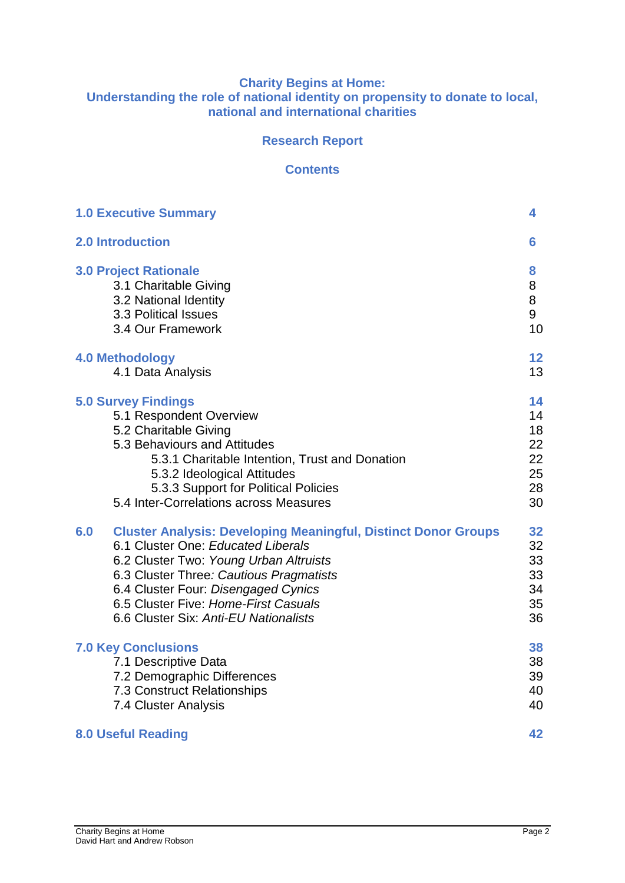# Charity Begins at Home:
## Understanding the role of national identity on propensity to donate to local, national and international charities

## Research Report

## Contents

| | |
|---|---|
| **1.0 Executive Summary** | **4** |
| **2.0 Introduction** | **6** |
| **3.0 Project Rationale** | **8** |
| 3.1 Charitable Giving | 8 |
| 3.2 National Identity | 8 |
| 3.3 Political Issues | 9 |
| 3.4 Our Framework | 10 |
| **4.0 Methodology** | **12** |
| 4.1 Data Analysis | 13 |
| **5.0 Survey Findings** | **14** |
| 5.1 Respondent Overview | 14 |
| 5.2 Charitable Giving | 18 |
| 5.3 Behaviours and Attitudes | 22 |
| 5.3.1 Charitable Intention, Trust and Donation | 22 |
| 5.3.2 Ideological Attitudes | 25 |
| 5.3.3 Support for Political Policies | 28 |
| 5.4 Inter-Correlations across Measures | 30 |
| **6.0 Cluster Analysis: Developing Meaningful, Distinct Donor Groups** | **32** |
| 6.1 Cluster One: *Educated Liberals* | 32 |
| 6.2 Cluster Two: *Young Urban Altruists* | 33 |
| 6.3 Cluster Three*: Cautious Pragmatists* | 33 |
| 6.4 Cluster Four: *Disengaged Cynics* | 34 |
| 6.5 Cluster Five: *Home-First Casuals* | 35 |
| 6.6 Cluster Six: *Anti-EU Nationalists* | 36 |
| **7.0 Key Conclusions** | **38** |
| 7.1 Descriptive Data | 38 |
| 7.2 Demographic Differences | 39 |
| 7.3 Construct Relationships | 40 |
| 7.4 Cluster Analysis | 40 |
| **8.0 Useful Reading** | **42** |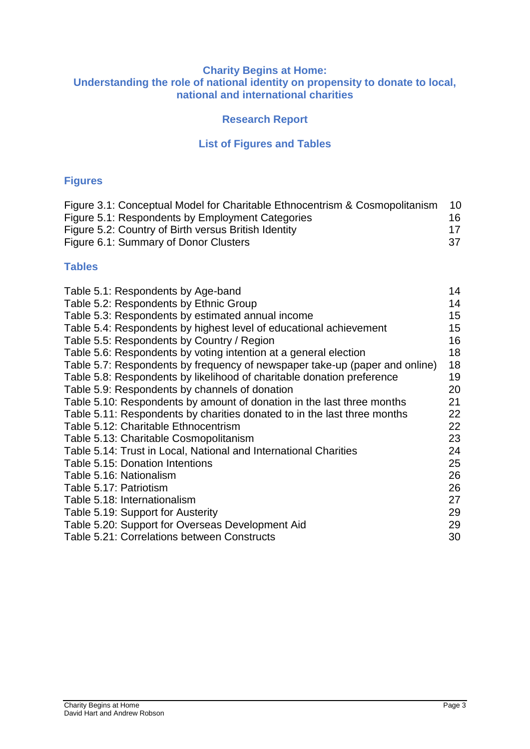# Charity Begins at Home:
# Understanding the role of national identity on propensity to donate to local, national and international charities

## Research Report

## List of Figures and Tables

### Figures

| | |
|---|---|
| Figure 3.1: Conceptual Model for Charitable Ethnocentrism & Cosmopolitanism | 10 |
| Figure 5.1: Respondents by Employment Categories | 16 |
| Figure 5.2: Country of Birth versus British Identity | 17 |
| Figure 6.1: Summary of Donor Clusters | 37 |

### Tables

| | |
|---|---|
| Table 5.1: Respondents by Age-band | 14 |
| Table 5.2: Respondents by Ethnic Group | 14 |
| Table 5.3: Respondents by estimated annual income | 15 |
| Table 5.4: Respondents by highest level of educational achievement | 15 |
| Table 5.5: Respondents by Country / Region | 16 |
| Table 5.6: Respondents by voting intention at a general election | 18 |
| Table 5.7: Respondents by frequency of newspaper take-up (paper and online) | 18 |
| Table 5.8: Respondents by likelihood of charitable donation preference | 19 |
| Table 5.9: Respondents by channels of donation | 20 |
| Table 5.10: Respondents by amount of donation in the last three months | 21 |
| Table 5.11: Respondents by charities donated to in the last three months | 22 |
| Table 5.12: Charitable Ethnocentrism | 22 |
| Table 5.13: Charitable Cosmopolitanism | 23 |
| Table 5.14: Trust in Local, National and International Charities | 24 |
| Table 5.15: Donation Intentions | 25 |
| Table 5.16: Nationalism | 26 |
| Table 5.17: Patriotism | 26 |
| Table 5.18: Internationalism | 27 |
| Table 5.19: Support for Austerity | 29 |
| Table 5.20: Support for Overseas Development Aid | 29 |
| Table 5.21: Correlations between Constructs | 30 |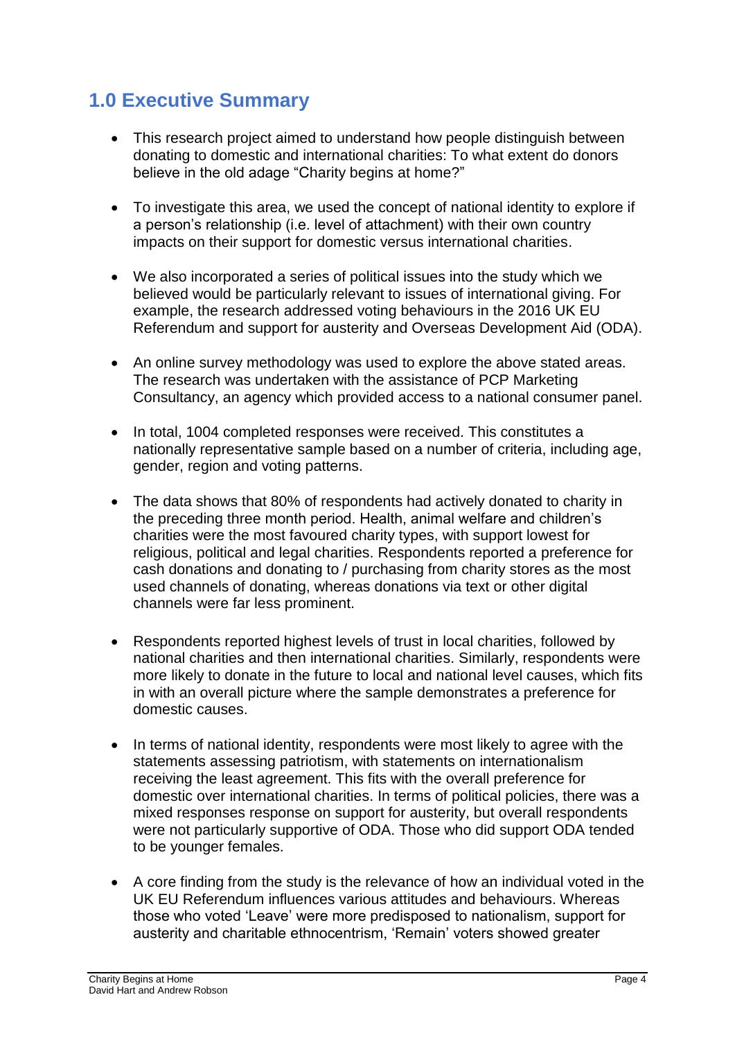## 1.0 Executive Summary

- This research project aimed to understand how people distinguish between donating to domestic and international charities: To what extent do donors believe in the old adage "Charity begins at home?"

- To investigate this area, we used the concept of national identity to explore if a person's relationship (i.e. level of attachment) with their own country impacts on their support for domestic versus international charities.

- We also incorporated a series of political issues into the study which we believed would be particularly relevant to issues of international giving. For example, the research addressed voting behaviours in the 2016 UK EU Referendum and support for austerity and Overseas Development Aid (ODA).

- An online survey methodology was used to explore the above stated areas. The research was undertaken with the assistance of PCP Marketing Consultancy, an agency which provided access to a national consumer panel.

- In total, 1004 completed responses were received. This constitutes a nationally representative sample based on a number of criteria, including age, gender, region and voting patterns.

- The data shows that 80% of respondents had actively donated to charity in the preceding three month period. Health, animal welfare and children's charities were the most favoured charity types, with support lowest for religious, political and legal charities. Respondents reported a preference for cash donations and donating to / purchasing from charity stores as the most used channels of donating, whereas donations via text or other digital channels were far less prominent.

- Respondents reported highest levels of trust in local charities, followed by national charities and then international charities. Similarly, respondents were more likely to donate in the future to local and national level causes, which fits in with an overall picture where the sample demonstrates a preference for domestic causes.

- In terms of national identity, respondents were most likely to agree with the statements assessing patriotism, with statements on internationalism receiving the least agreement. This fits with the overall preference for domestic over international charities. In terms of political policies, there was a mixed responses response on support for austerity, but overall respondents were not particularly supportive of ODA. Those who did support ODA tended to be younger females.

- A core finding from the study is the relevance of how an individual voted in the UK EU Referendum influences various attitudes and behaviours. Whereas those who voted 'Leave' were more predisposed to nationalism, support for austerity and charitable ethnocentrism, 'Remain' voters showed greater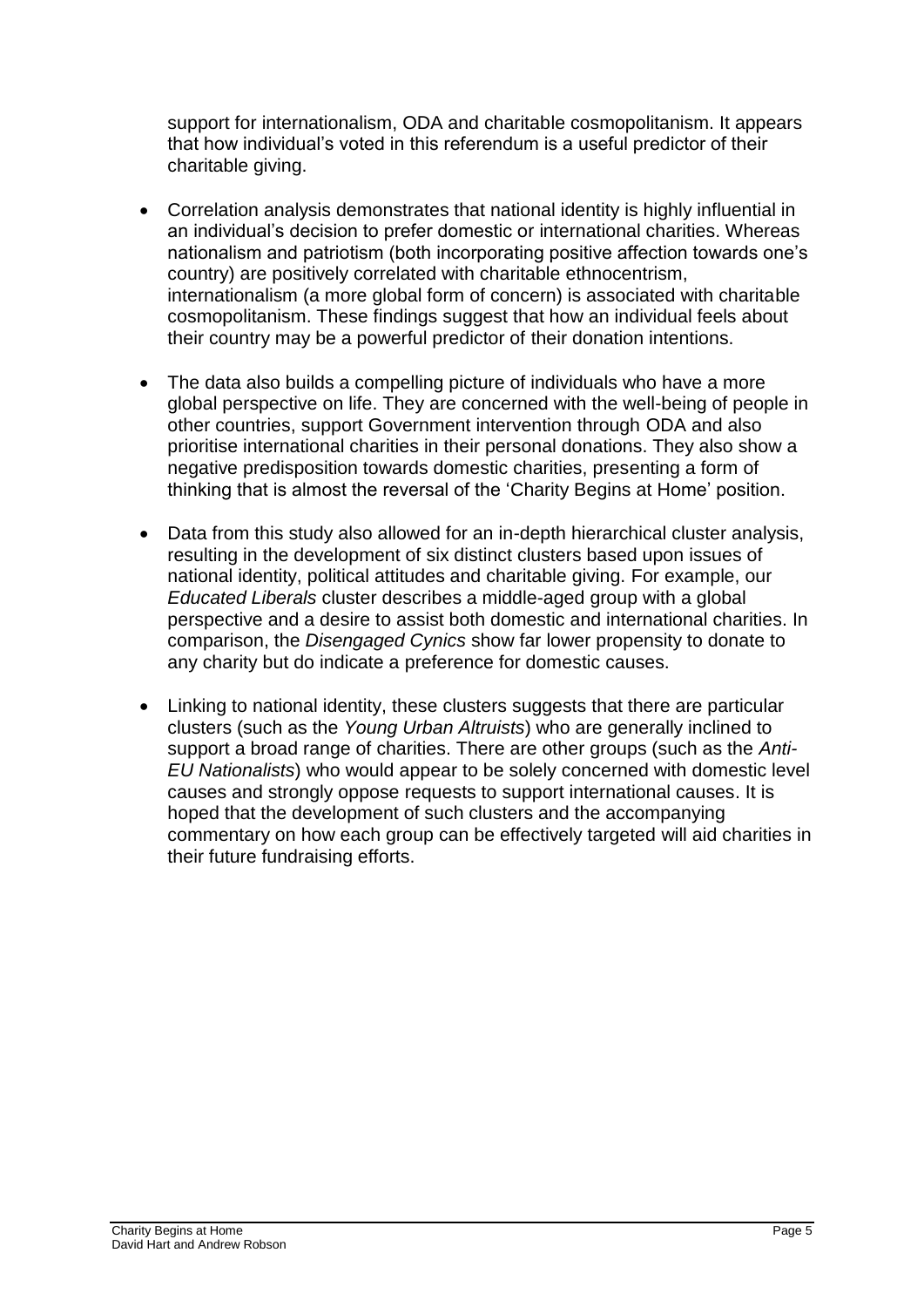support for internationalism, ODA and charitable cosmopolitanism. It appears that how individual's voted in this referendum is a useful predictor of their charitable giving.

- Correlation analysis demonstrates that national identity is highly influential in an individual's decision to prefer domestic or international charities. Whereas nationalism and patriotism (both incorporating positive affection towards one's country) are positively correlated with charitable ethnocentrism, internationalism (a more global form of concern) is associated with charitable cosmopolitanism. These findings suggest that how an individual feels about their country may be a powerful predictor of their donation intentions.

- The data also builds a compelling picture of individuals who have a more global perspective on life. They are concerned with the well-being of people in other countries, support Government intervention through ODA and also prioritise international charities in their personal donations. They also show a negative predisposition towards domestic charities, presenting a form of thinking that is almost the reversal of the 'Charity Begins at Home' position.

- Data from this study also allowed for an in-depth hierarchical cluster analysis, resulting in the development of six distinct clusters based upon issues of national identity, political attitudes and charitable giving. For example, our *Educated Liberals* cluster describes a middle-aged group with a global perspective and a desire to assist both domestic and international charities. In comparison, the *Disengaged Cynics* show far lower propensity to donate to any charity but do indicate a preference for domestic causes.

- Linking to national identity, these clusters suggests that there are particular clusters (such as the *Young Urban Altruists*) who are generally inclined to support a broad range of charities. There are other groups (such as the *Anti-EU Nationalists*) who would appear to be solely concerned with domestic level causes and strongly oppose requests to support international causes. It is hoped that the development of such clusters and the accompanying commentary on how each group can be effectively targeted will aid charities in their future fundraising efforts.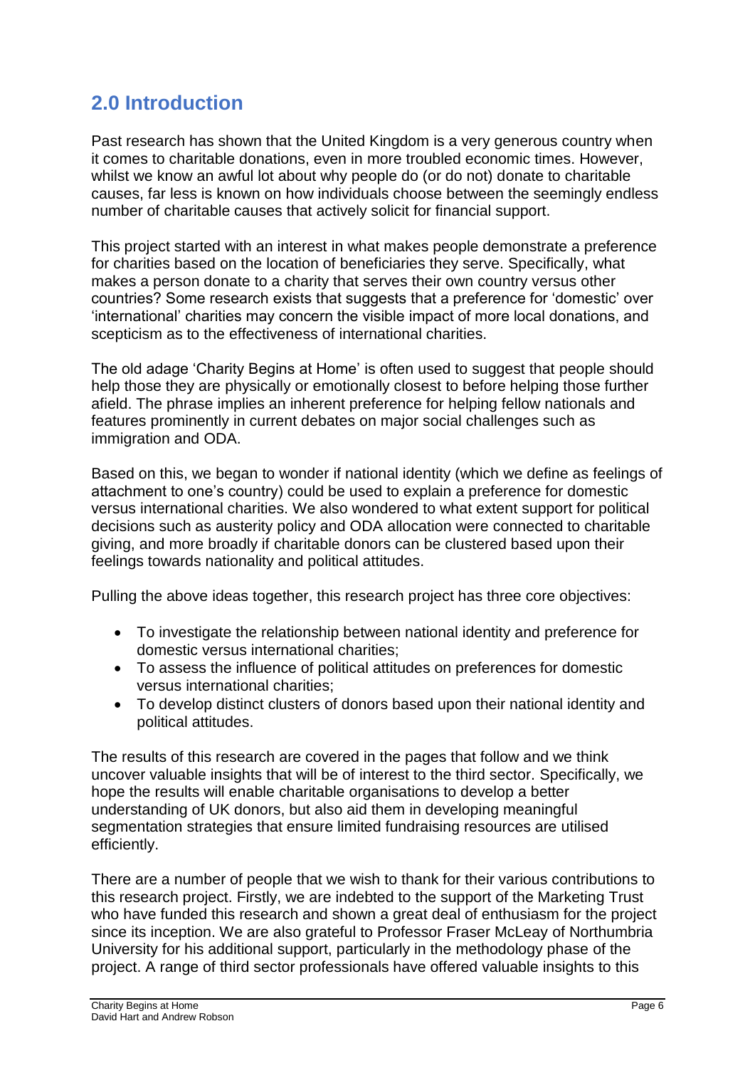## 2.0 Introduction

Past research has shown that the United Kingdom is a very generous country when it comes to charitable donations, even in more troubled economic times. However, whilst we know an awful lot about why people do (or do not) donate to charitable causes, far less is known on how individuals choose between the seemingly endless number of charitable causes that actively solicit for financial support.

This project started with an interest in what makes people demonstrate a preference for charities based on the location of beneficiaries they serve. Specifically, what makes a person donate to a charity that serves their own country versus other countries? Some research exists that suggests that a preference for 'domestic' over 'international' charities may concern the visible impact of more local donations, and scepticism as to the effectiveness of international charities.

The old adage 'Charity Begins at Home' is often used to suggest that people should help those they are physically or emotionally closest to before helping those further afield. The phrase implies an inherent preference for helping fellow nationals and features prominently in current debates on major social challenges such as immigration and ODA.

Based on this, we began to wonder if national identity (which we define as feelings of attachment to one's country) could be used to explain a preference for domestic versus international charities. We also wondered to what extent support for political decisions such as austerity policy and ODA allocation were connected to charitable giving, and more broadly if charitable donors can be clustered based upon their feelings towards nationality and political attitudes.

Pulling the above ideas together, this research project has three core objectives:

- To investigate the relationship between national identity and preference for domestic versus international charities;
- To assess the influence of political attitudes on preferences for domestic versus international charities;
- To develop distinct clusters of donors based upon their national identity and political attitudes.

The results of this research are covered in the pages that follow and we think uncover valuable insights that will be of interest to the third sector. Specifically, we hope the results will enable charitable organisations to develop a better understanding of UK donors, but also aid them in developing meaningful segmentation strategies that ensure limited fundraising resources are utilised efficiently.

There are a number of people that we wish to thank for their various contributions to this research project. Firstly, we are indebted to the support of the Marketing Trust who have funded this research and shown a great deal of enthusiasm for the project since its inception. We are also grateful to Professor Fraser McLeay of Northumbria University for his additional support, particularly in the methodology phase of the project. A range of third sector professionals have offered valuable insights to this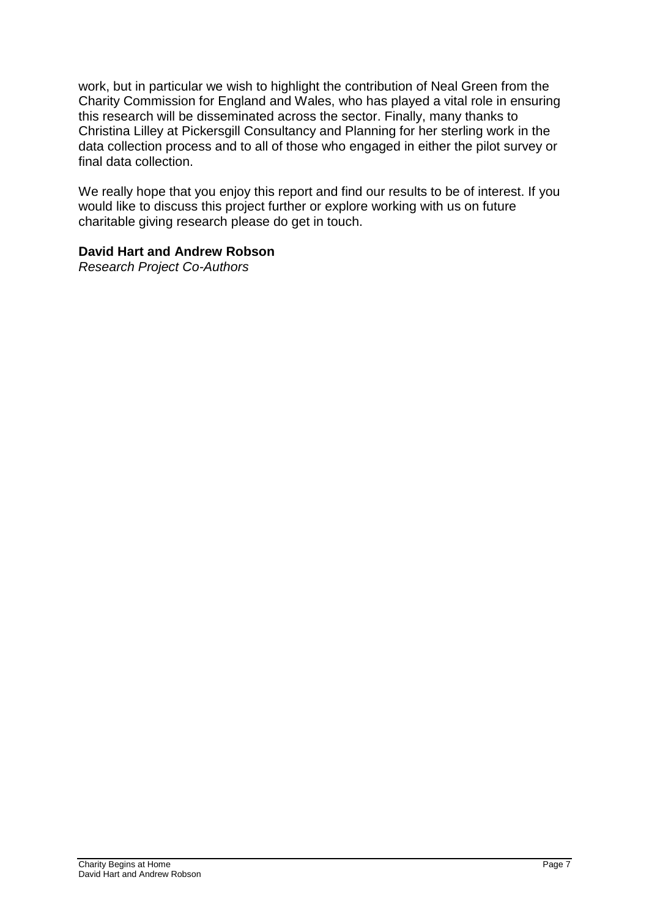work, but in particular we wish to highlight the contribution of Neal Green from the Charity Commission for England and Wales, who has played a vital role in ensuring this research will be disseminated across the sector. Finally, many thanks to Christina Lilley at Pickersgill Consultancy and Planning for her sterling work in the data collection process and to all of those who engaged in either the pilot survey or final data collection.

We really hope that you enjoy this report and find our results to be of interest. If you would like to discuss this project further or explore working with us on future charitable giving research please do get in touch.

**David Hart and Andrew Robson**
*Research Project Co-Authors*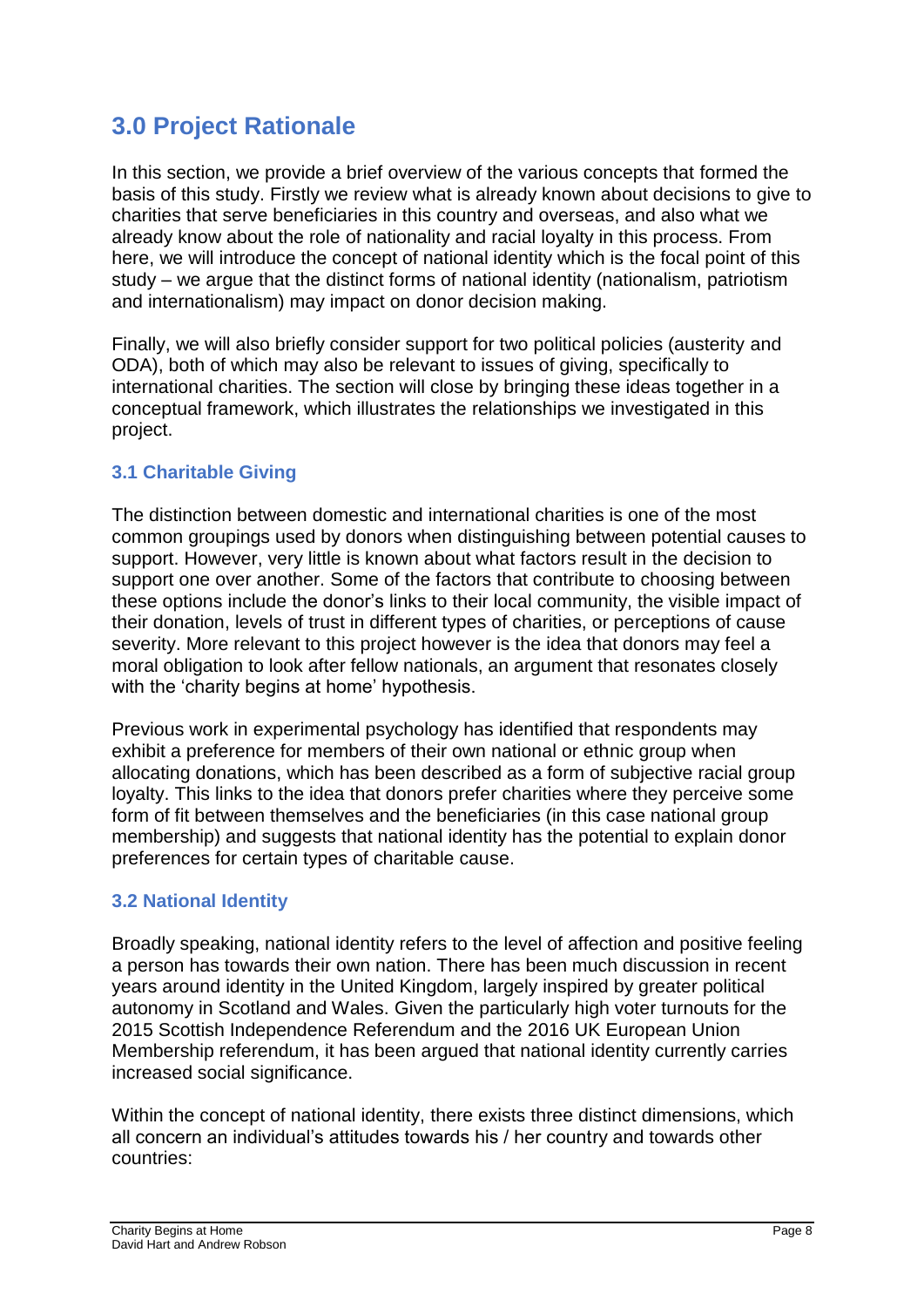## 3.0 Project Rationale

In this section, we provide a brief overview of the various concepts that formed the basis of this study. Firstly we review what is already known about decisions to give to charities that serve beneficiaries in this country and overseas, and also what we already know about the role of nationality and racial loyalty in this process. From here, we will introduce the concept of national identity which is the focal point of this study – we argue that the distinct forms of national identity (nationalism, patriotism and internationalism) may impact on donor decision making.

Finally, we will also briefly consider support for two political policies (austerity and ODA), both of which may also be relevant to issues of giving, specifically to international charities. The section will close by bringing these ideas together in a conceptual framework, which illustrates the relationships we investigated in this project.

### 3.1 Charitable Giving

The distinction between domestic and international charities is one of the most common groupings used by donors when distinguishing between potential causes to support. However, very little is known about what factors result in the decision to support one over another. Some of the factors that contribute to choosing between these options include the donor's links to their local community, the visible impact of their donation, levels of trust in different types of charities, or perceptions of cause severity. More relevant to this project however is the idea that donors may feel a moral obligation to look after fellow nationals, an argument that resonates closely with the 'charity begins at home' hypothesis.

Previous work in experimental psychology has identified that respondents may exhibit a preference for members of their own national or ethnic group when allocating donations, which has been described as a form of subjective racial group loyalty. This links to the idea that donors prefer charities where they perceive some form of fit between themselves and the beneficiaries (in this case national group membership) and suggests that national identity has the potential to explain donor preferences for certain types of charitable cause.

### 3.2 National Identity

Broadly speaking, national identity refers to the level of affection and positive feeling a person has towards their own nation. There has been much discussion in recent years around identity in the United Kingdom, largely inspired by greater political autonomy in Scotland and Wales. Given the particularly high voter turnouts for the 2015 Scottish Independence Referendum and the 2016 UK European Union Membership referendum, it has been argued that national identity currently carries increased social significance.

Within the concept of national identity, there exists three distinct dimensions, which all concern an individual's attitudes towards his / her country and towards other countries: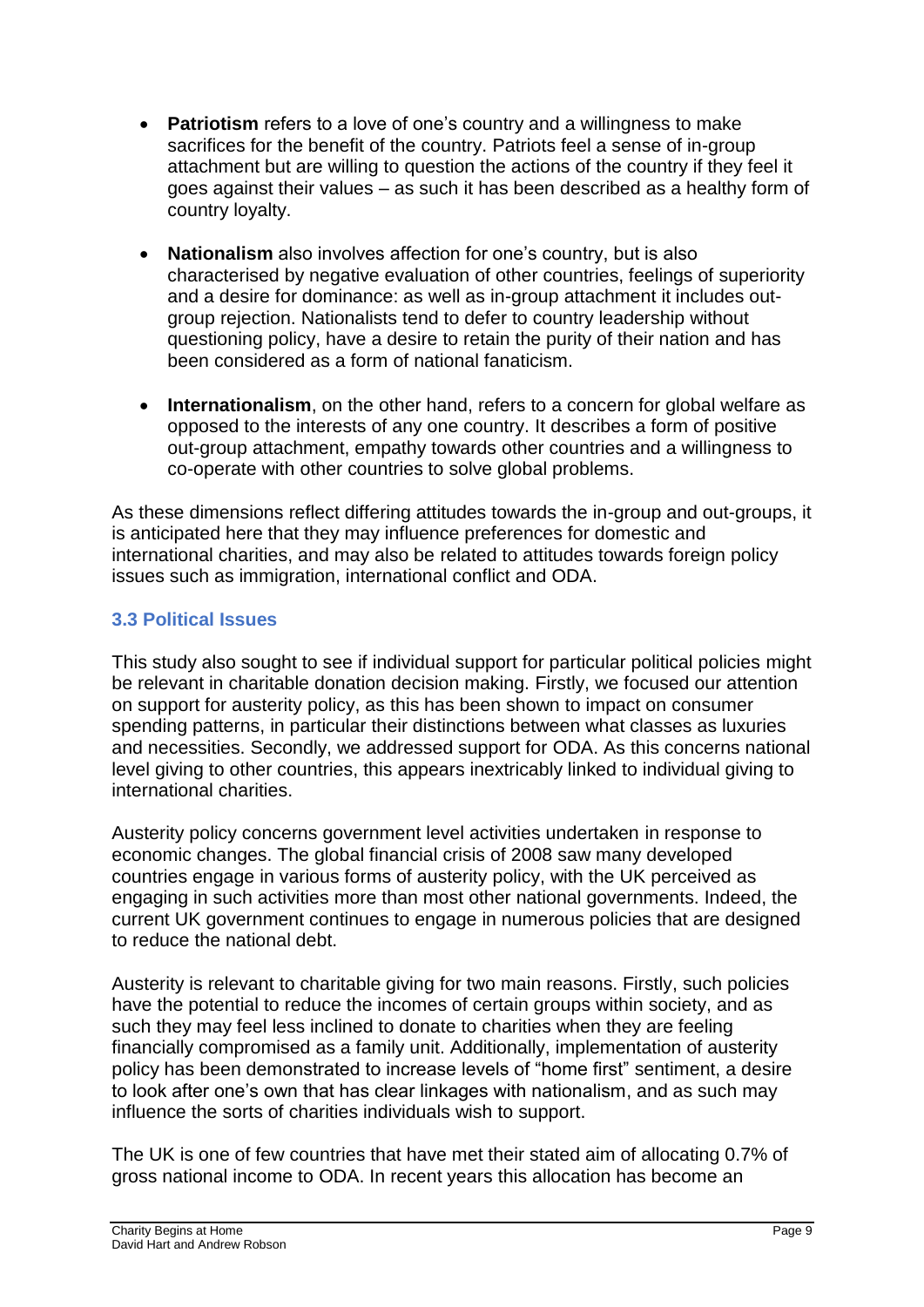- **Patriotism** refers to a love of one's country and a willingness to make sacrifices for the benefit of the country. Patriots feel a sense of in-group attachment but are willing to question the actions of the country if they feel it goes against their values – as such it has been described as a healthy form of country loyalty.

- **Nationalism** also involves affection for one's country, but is also characterised by negative evaluation of other countries, feelings of superiority and a desire for dominance: as well as in-group attachment it includes out-group rejection. Nationalists tend to defer to country leadership without questioning policy, have a desire to retain the purity of their nation and has been considered as a form of national fanaticism.

- **Internationalism**, on the other hand, refers to a concern for global welfare as opposed to the interests of any one country. It describes a form of positive out-group attachment, empathy towards other countries and a willingness to co-operate with other countries to solve global problems.

As these dimensions reflect differing attitudes towards the in-group and out-groups, it is anticipated here that they may influence preferences for domestic and international charities, and may also be related to attitudes towards foreign policy issues such as immigration, international conflict and ODA.

### 3.3 Political Issues

This study also sought to see if individual support for particular political policies might be relevant in charitable donation decision making. Firstly, we focused our attention on support for austerity policy, as this has been shown to impact on consumer spending patterns, in particular their distinctions between what classes as luxuries and necessities. Secondly, we addressed support for ODA. As this concerns national level giving to other countries, this appears inextricably linked to individual giving to international charities.

Austerity policy concerns government level activities undertaken in response to economic changes. The global financial crisis of 2008 saw many developed countries engage in various forms of austerity policy, with the UK perceived as engaging in such activities more than most other national governments. Indeed, the current UK government continues to engage in numerous policies that are designed to reduce the national debt.

Austerity is relevant to charitable giving for two main reasons. Firstly, such policies have the potential to reduce the incomes of certain groups within society, and as such they may feel less inclined to donate to charities when they are feeling financially compromised as a family unit. Additionally, implementation of austerity policy has been demonstrated to increase levels of "home first" sentiment, a desire to look after one's own that has clear linkages with nationalism, and as such may influence the sorts of charities individuals wish to support.

The UK is one of few countries that have met their stated aim of allocating 0.7% of gross national income to ODA. In recent years this allocation has become an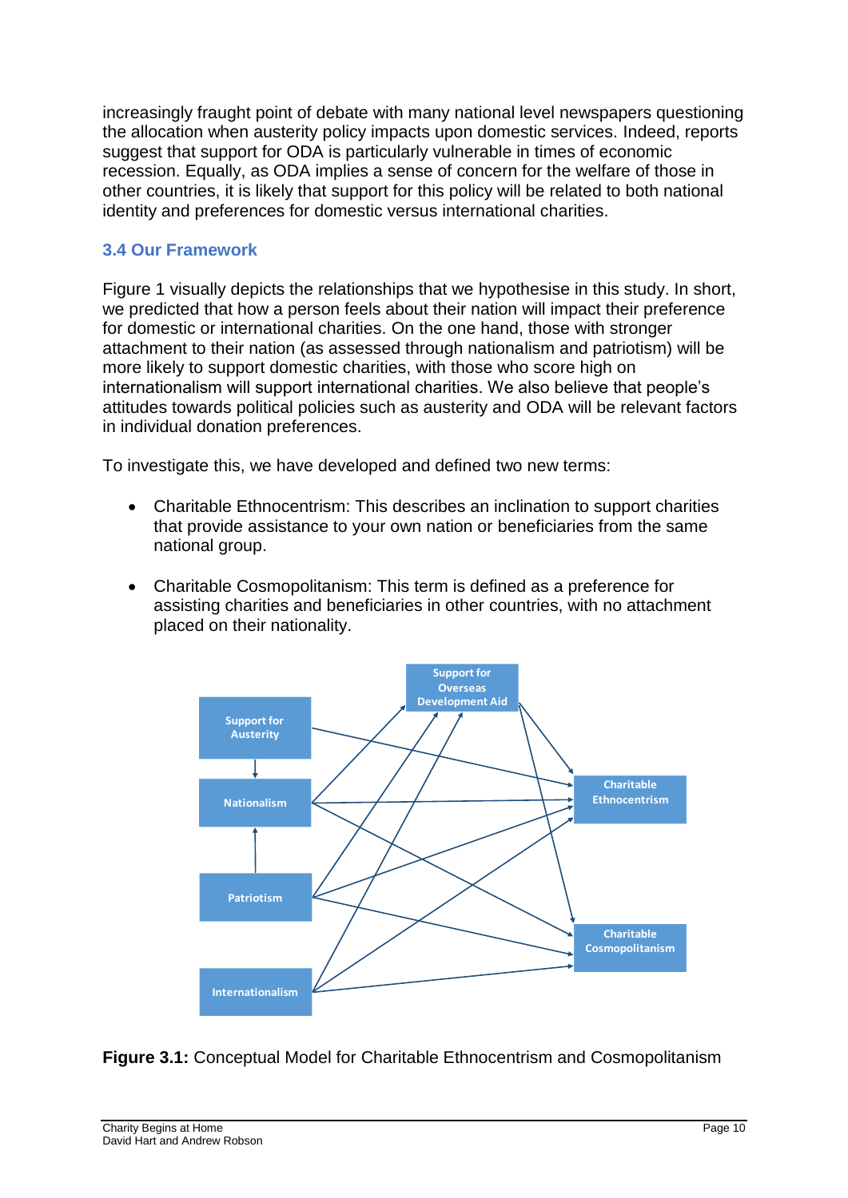increasingly fraught point of debate with many national level newspapers questioning the allocation when austerity policy impacts upon domestic services. Indeed, reports suggest that support for ODA is particularly vulnerable in times of economic recession. Equally, as ODA implies a sense of concern for the welfare of those in other countries, it is likely that support for this policy will be related to both national identity and preferences for domestic versus international charities.

### 3.4 Our Framework

Figure 1 visually depicts the relationships that we hypothesise in this study. In short, we predicted that how a person feels about their nation will impact their preference for domestic or international charities. On the one hand, those with stronger attachment to their nation (as assessed through nationalism and patriotism) will be more likely to support domestic charities, with those who score high on internationalism will support international charities. We also believe that people's attitudes towards political policies such as austerity and ODA will be relevant factors in individual donation preferences.

To investigate this, we have developed and defined two new terms:

- Charitable Ethnocentrism: This describes an inclination to support charities that provide assistance to your own nation or beneficiaries from the same national group.
- Charitable Cosmopolitanism: This term is defined as a preference for assisting charities and beneficiaries in other countries, with no attachment placed on their nationality.

**Figure 3.1:** Conceptual Model for Charitable Ethnocentrism and Cosmopolitanism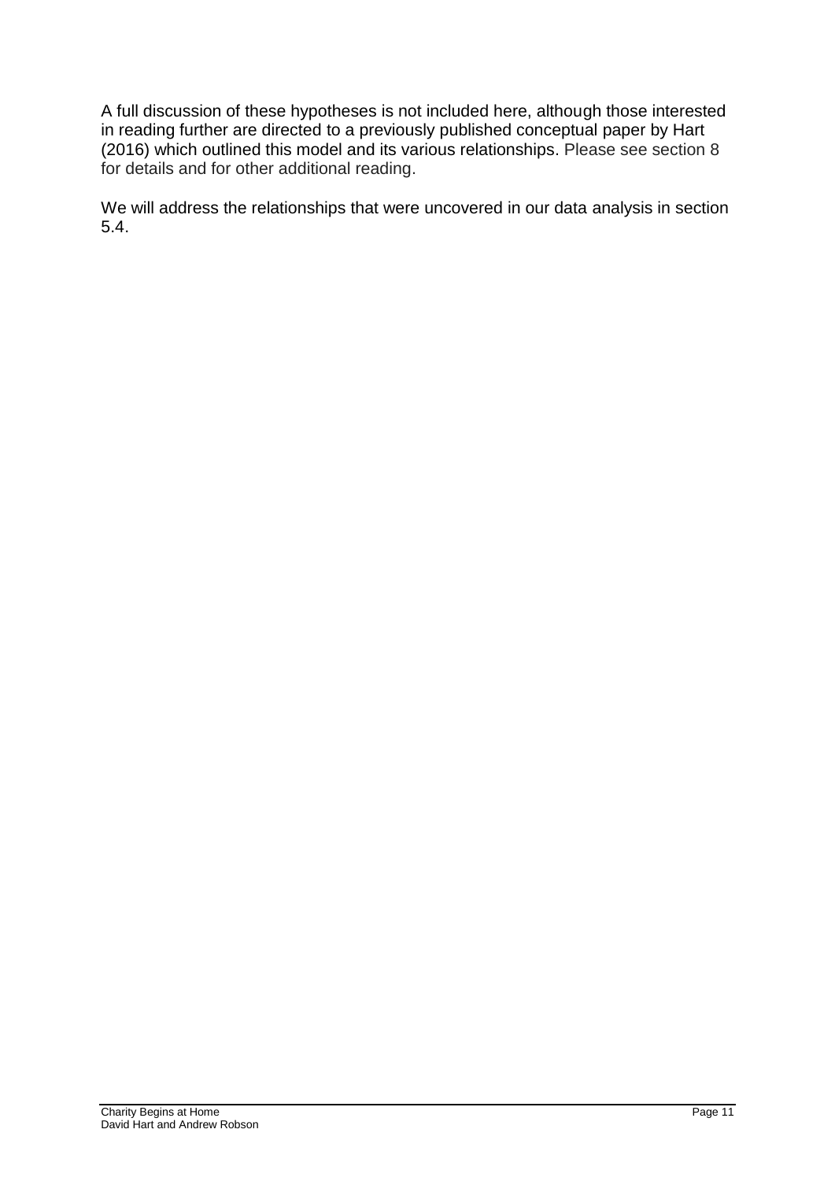A full discussion of these hypotheses is not included here, although those interested in reading further are directed to a previously published conceptual paper by Hart (2016) which outlined this model and its various relationships. Please see section 8 for details and for other additional reading.

We will address the relationships that were uncovered in our data analysis in section 5.4.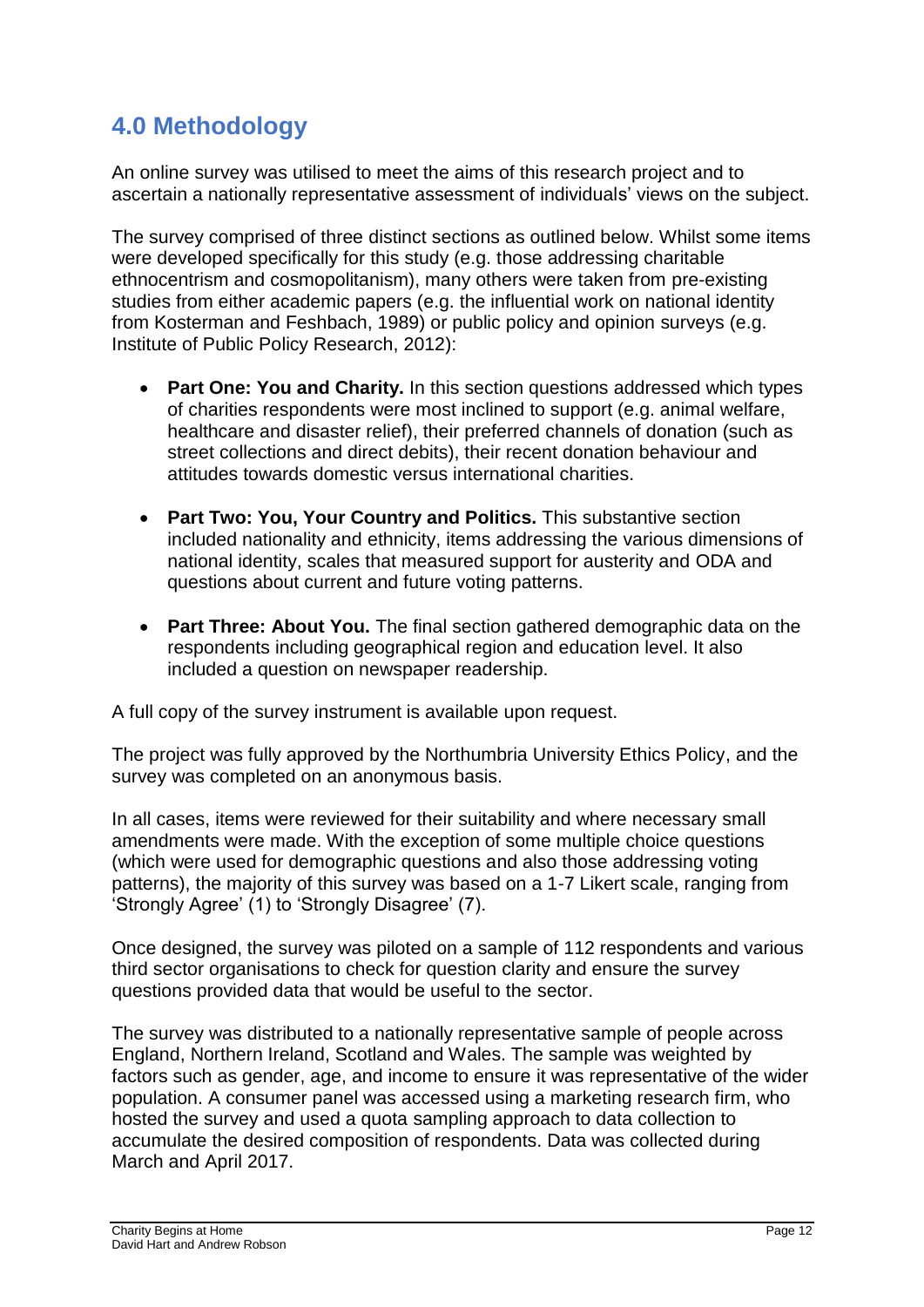## 4.0 Methodology

An online survey was utilised to meet the aims of this research project and to ascertain a nationally representative assessment of individuals' views on the subject.

The survey comprised of three distinct sections as outlined below. Whilst some items were developed specifically for this study (e.g. those addressing charitable ethnocentrism and cosmopolitanism), many others were taken from pre-existing studies from either academic papers (e.g. the influential work on national identity from Kosterman and Feshbach, 1989) or public policy and opinion surveys (e.g. Institute of Public Policy Research, 2012):

- **Part One: You and Charity.** In this section questions addressed which types of charities respondents were most inclined to support (e.g. animal welfare, healthcare and disaster relief), their preferred channels of donation (such as street collections and direct debits), their recent donation behaviour and attitudes towards domestic versus international charities.
- **Part Two: You, Your Country and Politics.** This substantive section included nationality and ethnicity, items addressing the various dimensions of national identity, scales that measured support for austerity and ODA and questions about current and future voting patterns.
- **Part Three: About You.** The final section gathered demographic data on the respondents including geographical region and education level. It also included a question on newspaper readership.

A full copy of the survey instrument is available upon request.

The project was fully approved by the Northumbria University Ethics Policy, and the survey was completed on an anonymous basis.

In all cases, items were reviewed for their suitability and where necessary small amendments were made. With the exception of some multiple choice questions (which were used for demographic questions and also those addressing voting patterns), the majority of this survey was based on a 1-7 Likert scale, ranging from 'Strongly Agree' (1) to 'Strongly Disagree' (7).

Once designed, the survey was piloted on a sample of 112 respondents and various third sector organisations to check for question clarity and ensure the survey questions provided data that would be useful to the sector.

The survey was distributed to a nationally representative sample of people across England, Northern Ireland, Scotland and Wales. The sample was weighted by factors such as gender, age, and income to ensure it was representative of the wider population. A consumer panel was accessed using a marketing research firm, who hosted the survey and used a quota sampling approach to data collection to accumulate the desired composition of respondents. Data was collected during March and April 2017.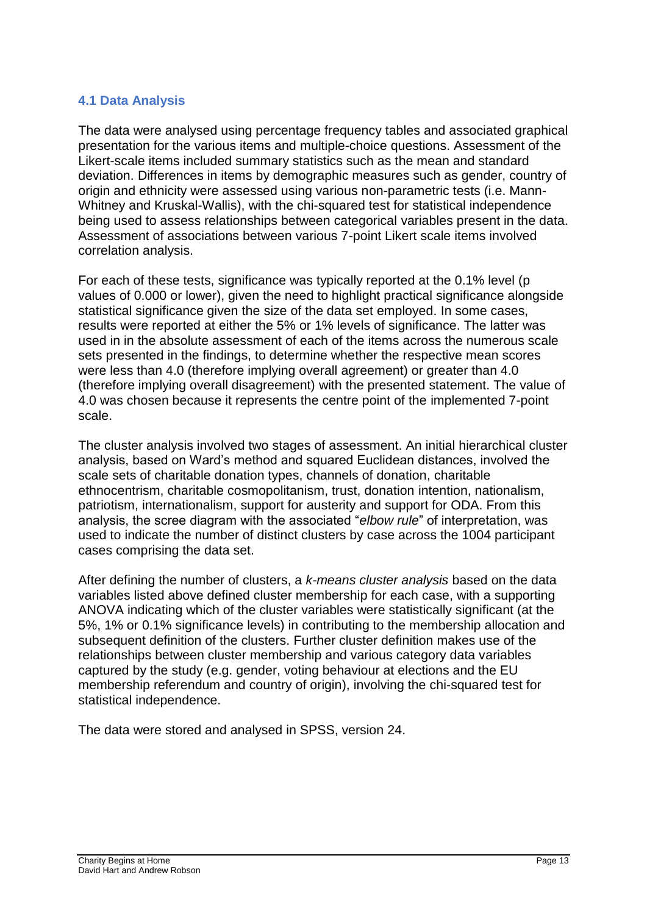### 4.1 Data Analysis

The data were analysed using percentage frequency tables and associated graphical presentation for the various items and multiple-choice questions. Assessment of the Likert-scale items included summary statistics such as the mean and standard deviation. Differences in items by demographic measures such as gender, country of origin and ethnicity were assessed using various non-parametric tests (i.e. Mann-Whitney and Kruskal-Wallis), with the chi-squared test for statistical independence being used to assess relationships between categorical variables present in the data. Assessment of associations between various 7-point Likert scale items involved correlation analysis.

For each of these tests, significance was typically reported at the 0.1% level (p values of 0.000 or lower), given the need to highlight practical significance alongside statistical significance given the size of the data set employed. In some cases, results were reported at either the 5% or 1% levels of significance. The latter was used in in the absolute assessment of each of the items across the numerous scale sets presented in the findings, to determine whether the respective mean scores were less than 4.0 (therefore implying overall agreement) or greater than 4.0 (therefore implying overall disagreement) with the presented statement. The value of 4.0 was chosen because it represents the centre point of the implemented 7-point scale.

The cluster analysis involved two stages of assessment. An initial hierarchical cluster analysis, based on Ward's method and squared Euclidean distances, involved the scale sets of charitable donation types, channels of donation, charitable ethnocentrism, charitable cosmopolitanism, trust, donation intention, nationalism, patriotism, internationalism, support for austerity and support for ODA. From this analysis, the scree diagram with the associated "*elbow rule*" of interpretation, was used to indicate the number of distinct clusters by case across the 1004 participant cases comprising the data set.

After defining the number of clusters, a *k-means cluster analysis* based on the data variables listed above defined cluster membership for each case, with a supporting ANOVA indicating which of the cluster variables were statistically significant (at the 5%, 1% or 0.1% significance levels) in contributing to the membership allocation and subsequent definition of the clusters. Further cluster definition makes use of the relationships between cluster membership and various category data variables captured by the study (e.g. gender, voting behaviour at elections and the EU membership referendum and country of origin), involving the chi-squared test for statistical independence.

The data were stored and analysed in SPSS, version 24.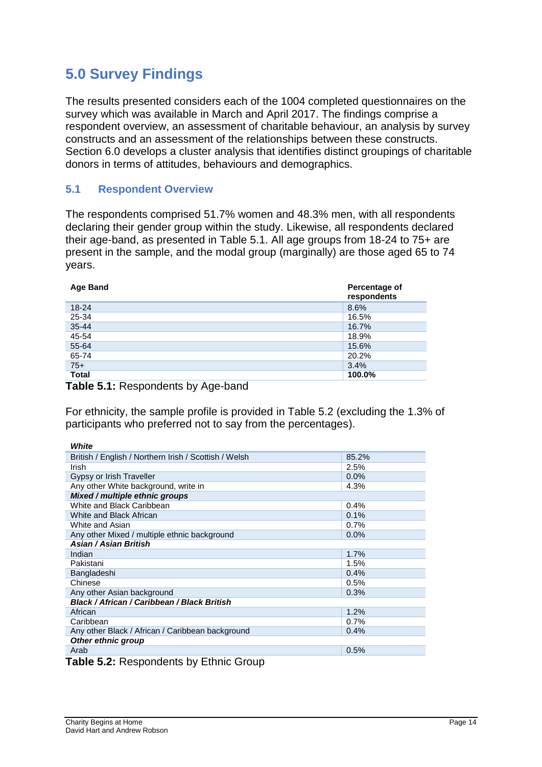# 5.0 Survey Findings

The results presented considers each of the 1004 completed questionnaires on the survey which was available in March and April 2017. The findings comprise a respondent overview, an assessment of charitable behaviour, an analysis by survey constructs and an assessment of the relationships between these constructs. Section 6.0 develops a cluster analysis that identifies distinct groupings of charitable donors in terms of attitudes, behaviours and demographics.

## 5.1 Respondent Overview

The respondents comprised 51.7% women and 48.3% men, with all respondents declaring their gender group within the study. Likewise, all respondents declared their age-band, as presented in Table 5.1. All age groups from 18-24 to 75+ are present in the sample, and the modal group (marginally) are those aged 65 to 74 years.

| **Age Band** | **Percentage of respondents** |
|---|---|
| 18-24 | 8.6% |
| 25-34 | 16.5% |
| 35-44 | 16.7% |
| 45-54 | 18.9% |
| 55-64 | 15.6% |
| 65-74 | 20.2% |
| 75+ | 3.4% |
| **Total** | **100.0%** |

**Table 5.1:** Respondents by Age-band

For ethnicity, the sample profile is provided in Table 5.2 (excluding the 1.3% of participants who preferred not to say from the percentages).

| ***White*** | |
|---|---|
| British / English / Northern Irish / Scottish / Welsh | 85.2% |
| Irish | 2.5% |
| Gypsy or Irish Traveller | 0.0% |
| Any other White background, write in | 4.3% |
| ***Mixed / multiple ethnic groups*** | |
| White and Black Caribbean | 0.4% |
| White and Black African | 0.1% |
| White and Asian | 0.7% |
| Any other Mixed / multiple ethnic background | 0.0% |
| ***Asian / Asian British*** | |
| Indian | 1.7% |
| Pakistani | 1.5% |
| Bangladeshi | 0.4% |
| Chinese | 0.5% |
| Any other Asian background | 0.3% |
| ***Black / African / Caribbean / Black British*** | |
| African | 1.2% |
| Caribbean | 0.7% |
| Any other Black / African / Caribbean background | 0.4% |
| ***Other ethnic group*** | |
| Arab | 0.5% |

**Table 5.2:** Respondents by Ethnic Group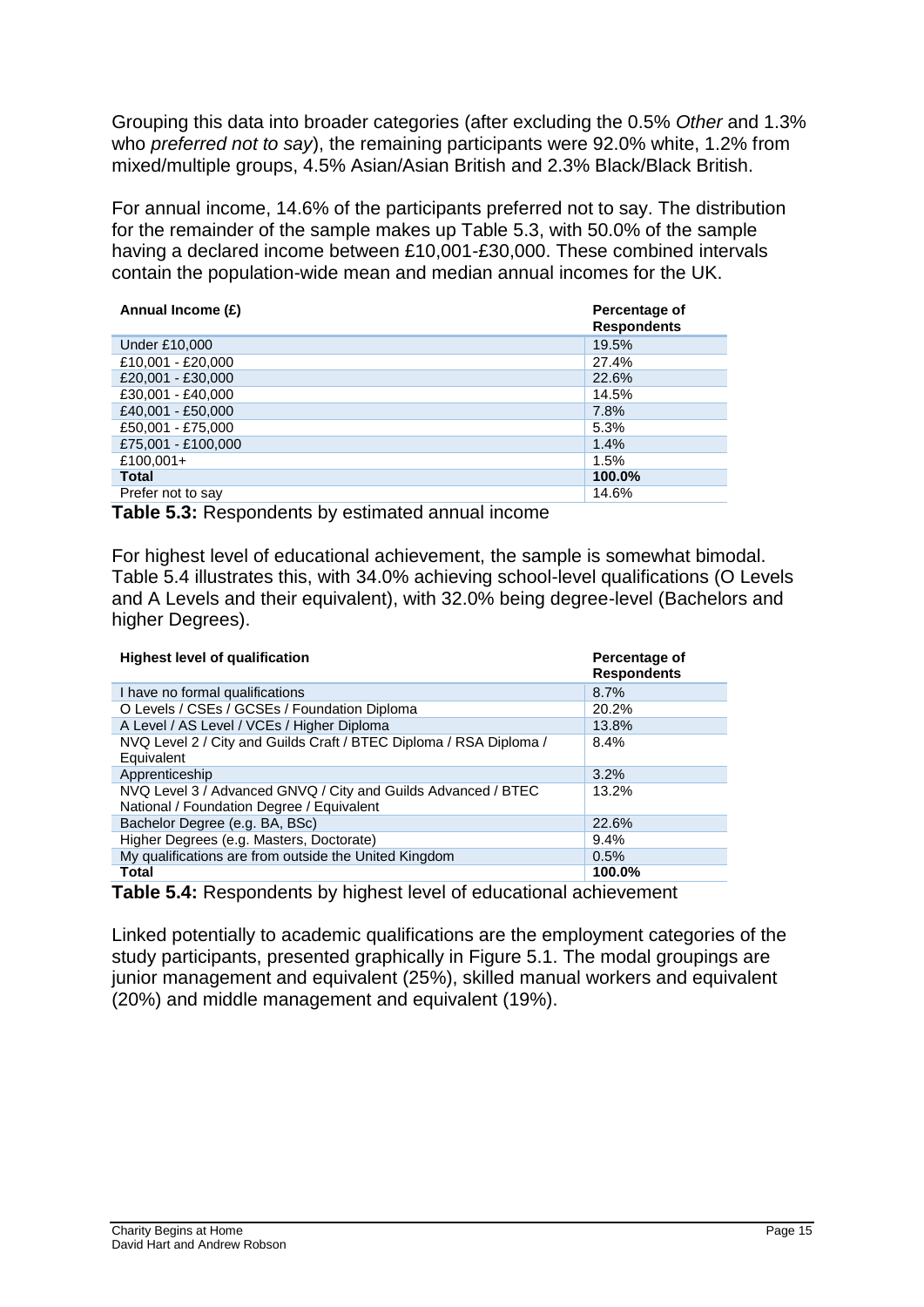Grouping this data into broader categories (after excluding the 0.5% *Other* and 1.3% who *preferred not to say*), the remaining participants were 92.0% white, 1.2% from mixed/multiple groups, 4.5% Asian/Asian British and 2.3% Black/Black British.

For annual income, 14.6% of the participants preferred not to say. The distribution for the remainder of the sample makes up Table 5.3, with 50.0% of the sample having a declared income between £10,001-£30,000. These combined intervals contain the population-wide mean and median annual incomes for the UK.

| Annual Income (£) | Percentage of Respondents |
|---|---|
| Under £10,000 | 19.5% |
| £10,001 - £20,000 | 27.4% |
| £20,001 - £30,000 | 22.6% |
| £30,001 - £40,000 | 14.5% |
| £40,001 - £50,000 | 7.8% |
| £50,001 - £75,000 | 5.3% |
| £75,001 - £100,000 | 1.4% |
| £100,001+ | 1.5% |
| **Total** | **100.0%** |
| Prefer not to say | 14.6% |

**Table 5.3:** Respondents by estimated annual income

For highest level of educational achievement, the sample is somewhat bimodal. Table 5.4 illustrates this, with 34.0% achieving school-level qualifications (O Levels and A Levels and their equivalent), with 32.0% being degree-level (Bachelors and higher Degrees).

| Highest level of qualification | Percentage of Respondents |
|---|---|
| I have no formal qualifications | 8.7% |
| O Levels / CSEs / GCSEs / Foundation Diploma | 20.2% |
| A Level / AS Level / VCEs / Higher Diploma | 13.8% |
| NVQ Level 2 / City and Guilds Craft / BTEC Diploma / RSA Diploma / Equivalent | 8.4% |
| Apprenticeship | 3.2% |
| NVQ Level 3 / Advanced GNVQ / City and Guilds Advanced / BTEC National / Foundation Degree / Equivalent | 13.2% |
| Bachelor Degree (e.g. BA, BSc) | 22.6% |
| Higher Degrees (e.g. Masters, Doctorate) | 9.4% |
| My qualifications are from outside the United Kingdom | 0.5% |
| **Total** | **100.0%** |

**Table 5.4:** Respondents by highest level of educational achievement

Linked potentially to academic qualifications are the employment categories of the study participants, presented graphically in Figure 5.1. The modal groupings are junior management and equivalent (25%), skilled manual workers and equivalent (20%) and middle management and equivalent (19%).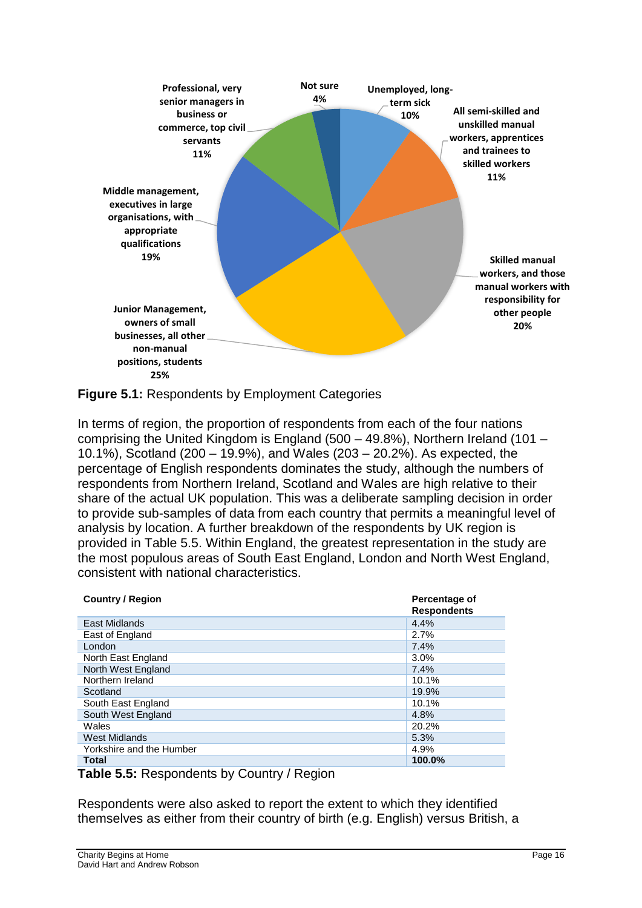**Figure 5.1:** Respondents by Employment Categories

In terms of region, the proportion of respondents from each of the four nations comprising the United Kingdom is England (500 – 49.8%), Northern Ireland (101 – 10.1%), Scotland (200 – 19.9%), and Wales (203 – 20.2%). As expected, the percentage of English respondents dominates the study, although the numbers of respondents from Northern Ireland, Scotland and Wales are high relative to their share of the actual UK population. This was a deliberate sampling decision in order to provide sub-samples of data from each country that permits a meaningful level of analysis by location. A further breakdown of the respondents by UK region is provided in Table 5.5. Within England, the greatest representation in the study are the most populous areas of South East England, London and North West England, consistent with national characteristics.

| Country / Region | Percentage of Respondents |
|---|---|
| East Midlands | 4.4% |
| East of England | 2.7% |
| London | 7.4% |
| North East England | 3.0% |
| North West England | 7.4% |
| Northern Ireland | 10.1% |
| Scotland | 19.9% |
| South East England | 10.1% |
| South West England | 4.8% |
| Wales | 20.2% |
| West Midlands | 5.3% |
| Yorkshire and the Humber | 4.9% |
| **Total** | **100.0%** |

**Table 5.5:** Respondents by Country / Region

Respondents were also asked to report the extent to which they identified themselves as either from their country of birth (e.g. English) versus British, a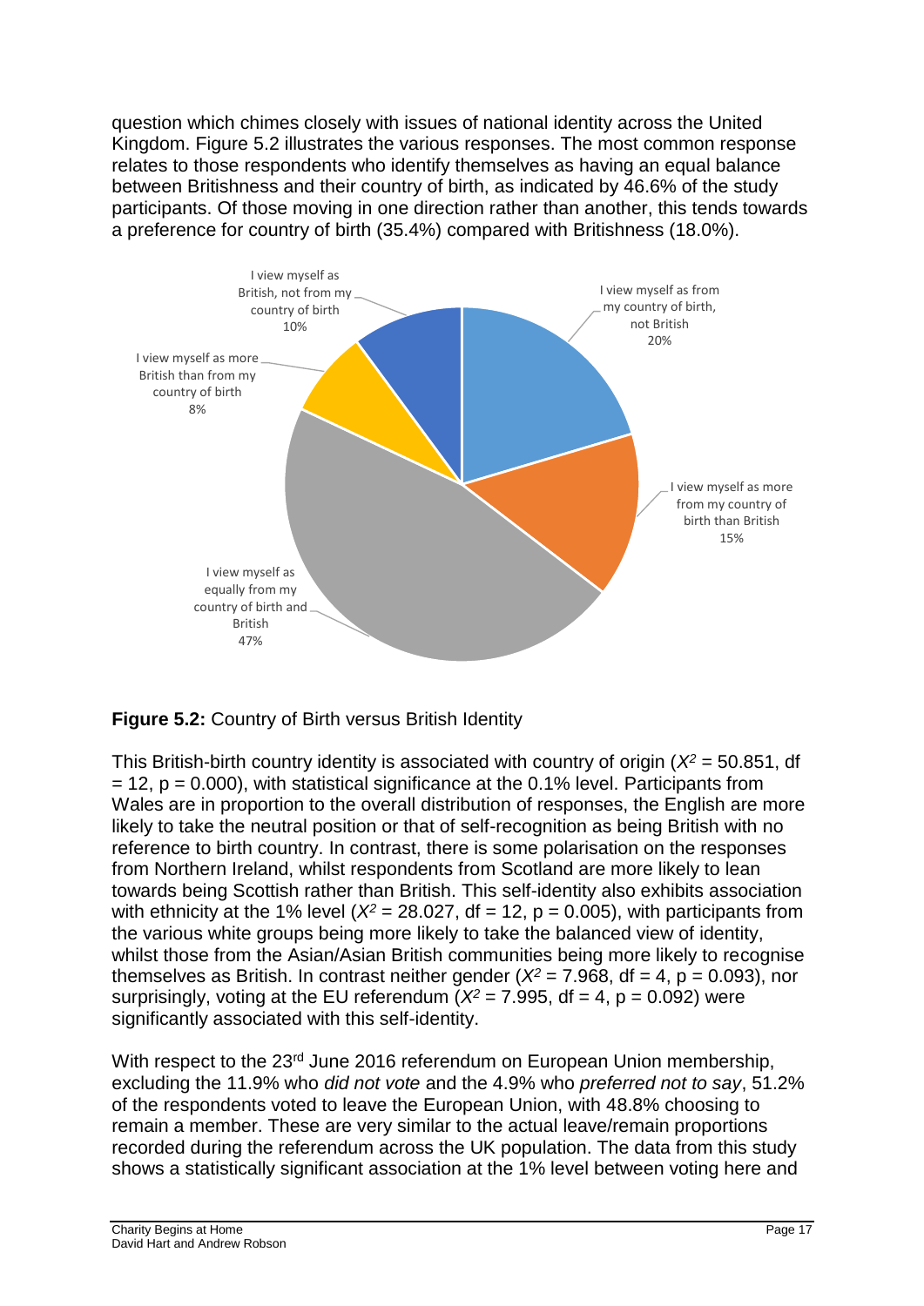question which chimes closely with issues of national identity across the United Kingdom. Figure 5.2 illustrates the various responses. The most common response relates to those respondents who identify themselves as having an equal balance between Britishness and their country of birth, as indicated by 46.6% of the study participants. Of those moving in one direction rather than another, this tends towards a preference for country of birth (35.4%) compared with Britishness (18.0%).

**Figure 5.2:** Country of Birth versus British Identity

This British-birth country identity is associated with country of origin ($X^2$ = 50.851, df = 12, p = 0.000), with statistical significance at the 0.1% level. Participants from Wales are in proportion to the overall distribution of responses, the English are more likely to take the neutral position or that of self-recognition as being British with no reference to birth country. In contrast, there is some polarisation on the responses from Northern Ireland, whilst respondents from Scotland are more likely to lean towards being Scottish rather than British. This self-identity also exhibits association with ethnicity at the 1% level ($X^2$ = 28.027, df = 12, p = 0.005), with participants from the various white groups being more likely to take the balanced view of identity, whilst those from the Asian/Asian British communities being more likely to recognise themselves as British. In contrast neither gender ($X^2$ = 7.968, df = 4, p = 0.093), nor surprisingly, voting at the EU referendum ($X^2$ = 7.995, df = 4, p = 0.092) were significantly associated with this self-identity.

With respect to the 23rd June 2016 referendum on European Union membership, excluding the 11.9% who *did not vote* and the 4.9% who *preferred not to say*, 51.2% of the respondents voted to leave the European Union, with 48.8% choosing to remain a member. These are very similar to the actual leave/remain proportions recorded during the referendum across the UK population. The data from this study shows a statistically significant association at the 1% level between voting here and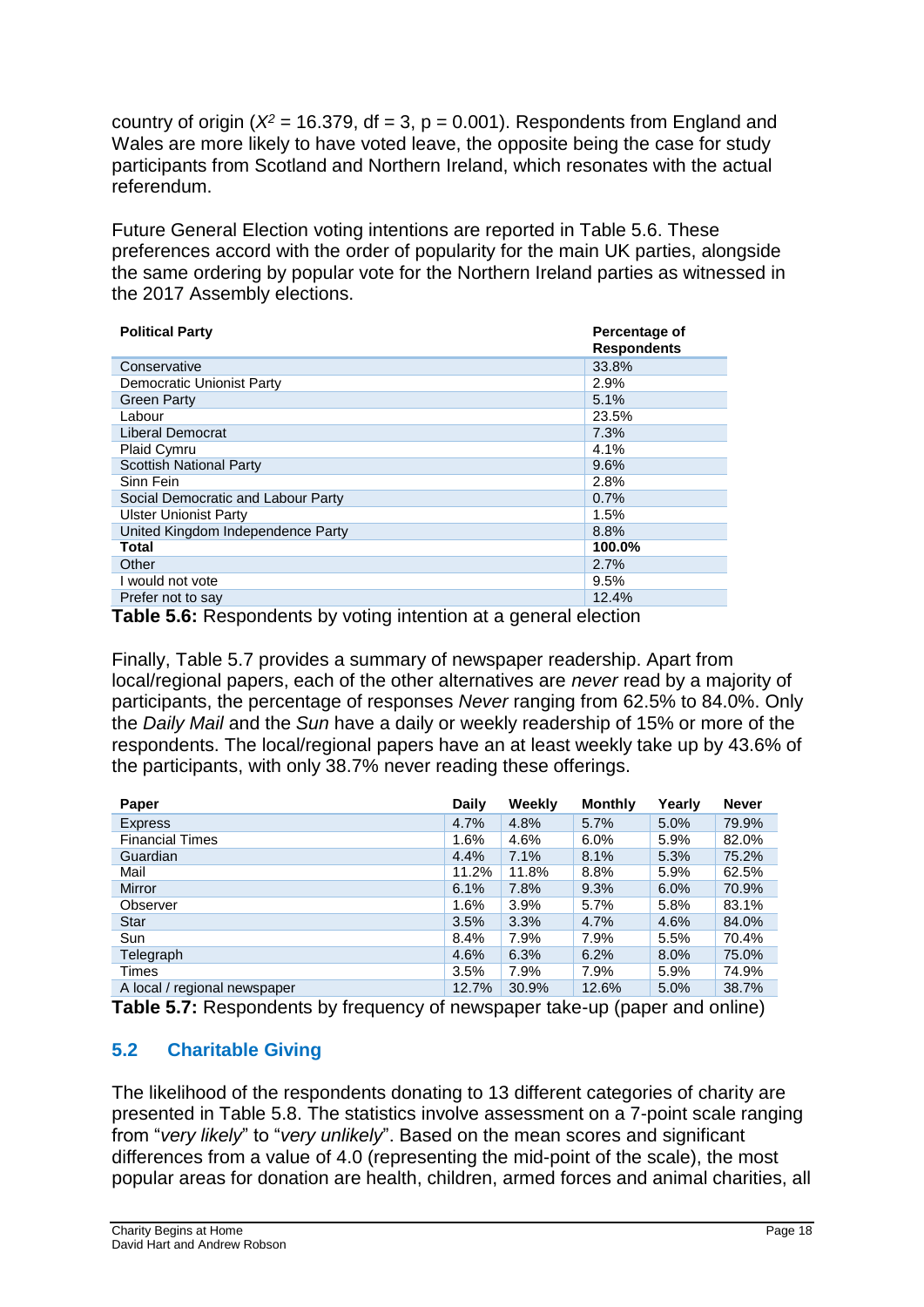country of origin ($X^2$ = 16.379, df = 3, p = 0.001). Respondents from England and Wales are more likely to have voted leave, the opposite being the case for study participants from Scotland and Northern Ireland, which resonates with the actual referendum.

Future General Election voting intentions are reported in Table 5.6. These preferences accord with the order of popularity for the main UK parties, alongside the same ordering by popular vote for the Northern Ireland parties as witnessed in the 2017 Assembly elections.

| Political Party | Percentage of Respondents |
|---|---|
| Conservative | 33.8% |
| Democratic Unionist Party | 2.9% |
| Green Party | 5.1% |
| Labour | 23.5% |
| Liberal Democrat | 7.3% |
| Plaid Cymru | 4.1% |
| Scottish National Party | 9.6% |
| Sinn Fein | 2.8% |
| Social Democratic and Labour Party | 0.7% |
| Ulster Unionist Party | 1.5% |
| United Kingdom Independence Party | 8.8% |
| **Total** | **100.0%** |
| Other | 2.7% |
| I would not vote | 9.5% |
| Prefer not to say | 12.4% |

**Table 5.6:** Respondents by voting intention at a general election

Finally, Table 5.7 provides a summary of newspaper readership. Apart from local/regional papers, each of the other alternatives are *never* read by a majority of participants, the percentage of responses *Never* ranging from 62.5% to 84.0%. Only the *Daily Mail* and the *Sun* have a daily or weekly readership of 15% or more of the respondents. The local/regional papers have an at least weekly take up by 43.6% of the participants, with only 38.7% never reading these offerings.

| Paper | Daily | Weekly | Monthly | Yearly | Never |
|---|---|---|---|---|---|
| Express | 4.7% | 4.8% | 5.7% | 5.0% | 79.9% |
| Financial Times | 1.6% | 4.6% | 6.0% | 5.9% | 82.0% |
| Guardian | 4.4% | 7.1% | 8.1% | 5.3% | 75.2% |
| Mail | 11.2% | 11.8% | 8.8% | 5.9% | 62.5% |
| Mirror | 6.1% | 7.8% | 9.3% | 6.0% | 70.9% |
| Observer | 1.6% | 3.9% | 5.7% | 5.8% | 83.1% |
| Star | 3.5% | 3.3% | 4.7% | 4.6% | 84.0% |
| Sun | 8.4% | 7.9% | 7.9% | 5.5% | 70.4% |
| Telegraph | 4.6% | 6.3% | 6.2% | 8.0% | 75.0% |
| Times | 3.5% | 7.9% | 7.9% | 5.9% | 74.9% |
| A local / regional newspaper | 12.7% | 30.9% | 12.6% | 5.0% | 38.7% |

**Table 5.7:** Respondents by frequency of newspaper take-up (paper and online)

## 5.2 Charitable Giving

The likelihood of the respondents donating to 13 different categories of charity are presented in Table 5.8. The statistics involve assessment on a 7-point scale ranging from "*very likely*" to "*very unlikely*". Based on the mean scores and significant differences from a value of 4.0 (representing the mid-point of the scale), the most popular areas for donation are health, children, armed forces and animal charities, all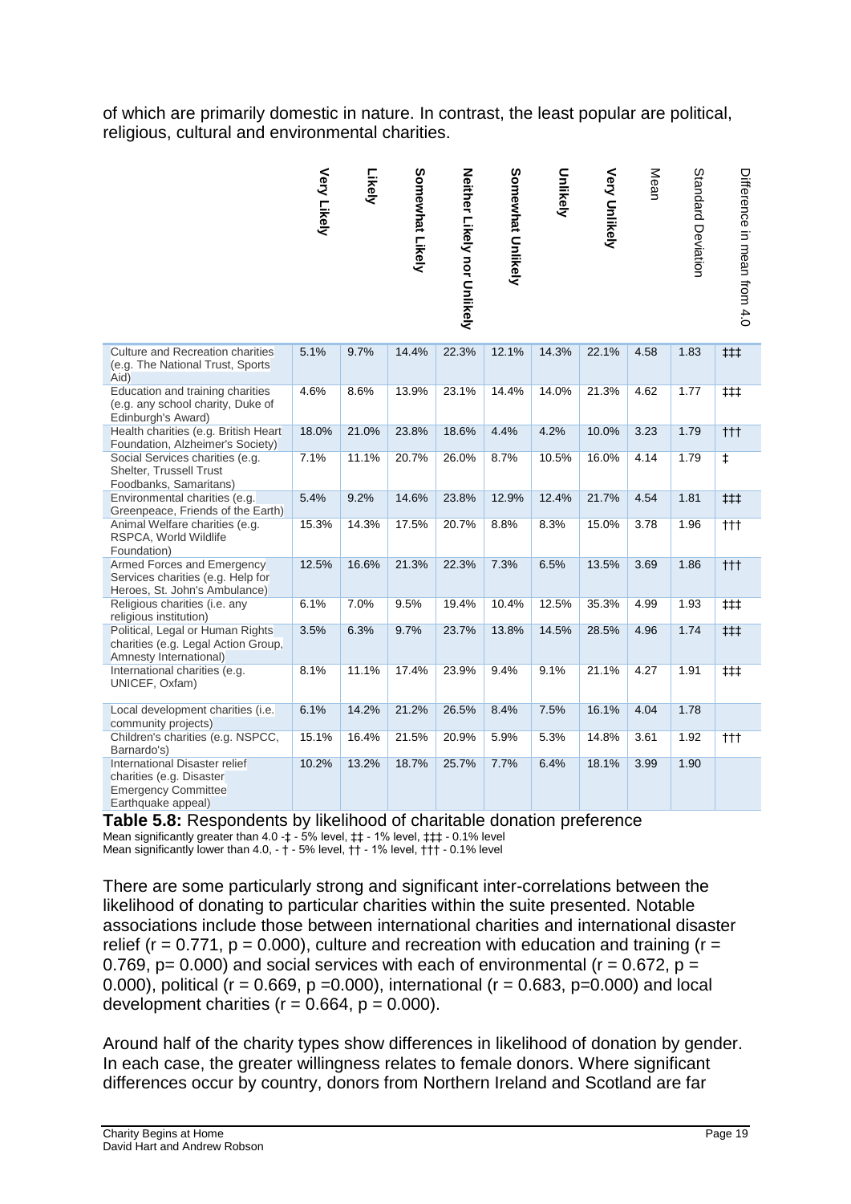of which are primarily domestic in nature. In contrast, the least popular are political, religious, cultural and environmental charities.

| | Very Likely | Likely | Somewhat Likely | Neither Likely nor Unlikely | Somewhat Unlikely | Unlikely | Very Unlikely | Mean | Standard Deviation | Difference in mean from 4.0 |
|---|---|---|---|---|---|---|---|---|---|---|
| Culture and Recreation charities (e.g. The National Trust, Sports Aid) | 5.1% | 9.7% | 14.4% | 22.3% | 12.1% | 14.3% | 22.1% | 4.58 | 1.83 | ‡‡‡ |
| Education and training charities (e.g. any school charity, Duke of Edinburgh's Award) | 4.6% | 8.6% | 13.9% | 23.1% | 14.4% | 14.0% | 21.3% | 4.62 | 1.77 | ‡‡‡ |
| Health charities (e.g. British Heart Foundation, Alzheimer's Society) | 18.0% | 21.0% | 23.8% | 18.6% | 4.4% | 4.2% | 10.0% | 3.23 | 1.79 | ††† |
| Social Services charities (e.g. Shelter, Trussell Trust Foodbanks, Samaritans) | 7.1% | 11.1% | 20.7% | 26.0% | 8.7% | 10.5% | 16.0% | 4.14 | 1.79 | ‡ |
| Environmental charities (e.g. Greenpeace, Friends of the Earth) | 5.4% | 9.2% | 14.6% | 23.8% | 12.9% | 12.4% | 21.7% | 4.54 | 1.81 | ‡‡‡ |
| Animal Welfare charities (e.g. RSPCA, World Wildlife Foundation) | 15.3% | 14.3% | 17.5% | 20.7% | 8.8% | 8.3% | 15.0% | 3.78 | 1.96 | ††† |
| Armed Forces and Emergency Services charities (e.g. Help for Heroes, St. John's Ambulance) | 12.5% | 16.6% | 21.3% | 22.3% | 7.3% | 6.5% | 13.5% | 3.69 | 1.86 | ††† |
| Religious charities (i.e. any religious institution) | 6.1% | 7.0% | 9.5% | 19.4% | 10.4% | 12.5% | 35.3% | 4.99 | 1.93 | ‡‡‡ |
| Political, Legal or Human Rights charities (e.g. Legal Action Group, Amnesty International) | 3.5% | 6.3% | 9.7% | 23.7% | 13.8% | 14.5% | 28.5% | 4.96 | 1.74 | ‡‡‡ |
| International charities (e.g. UNICEF, Oxfam) | 8.1% | 11.1% | 17.4% | 23.9% | 9.4% | 9.1% | 21.1% | 4.27 | 1.91 | ‡‡‡ |
| Local development charities (i.e. community projects) | 6.1% | 14.2% | 21.2% | 26.5% | 8.4% | 7.5% | 16.1% | 4.04 | 1.78 | |
| Children's charities (e.g. NSPCC, Barnardo's) | 15.1% | 16.4% | 21.5% | 20.9% | 5.9% | 5.3% | 14.8% | 3.61 | 1.92 | ††† |
| International Disaster relief charities (e.g. Disaster Emergency Committee Earthquake appeal) | 10.2% | 13.2% | 18.7% | 25.7% | 7.7% | 6.4% | 18.1% | 3.99 | 1.90 | |

**Table 5.8:** Respondents by likelihood of charitable donation preference
Mean significantly greater than 4.0 -‡ - 5% level, ‡‡ - 1% level, ‡‡‡ - 0.1% level
Mean significantly lower than 4.0, - † - 5% level, †† - 1% level, ††† - 0.1% level

There are some particularly strong and significant inter-correlations between the likelihood of donating to particular charities within the suite presented. Notable associations include those between international charities and international disaster relief ($r = 0.771$, $p = 0.000$), culture and recreation with education and training ($r = 0.769$, $p = 0.000$) and social services with each of environmental ($r = 0.672$, $p = 0.000$), political ($r = 0.669$, $p = 0.000$), international ($r = 0.683$, $p = 0.000$) and local development charities ($r = 0.664$, $p = 0.000$).

Around half of the charity types show differences in likelihood of donation by gender. In each case, the greater willingness relates to female donors. Where significant differences occur by country, donors from Northern Ireland and Scotland are far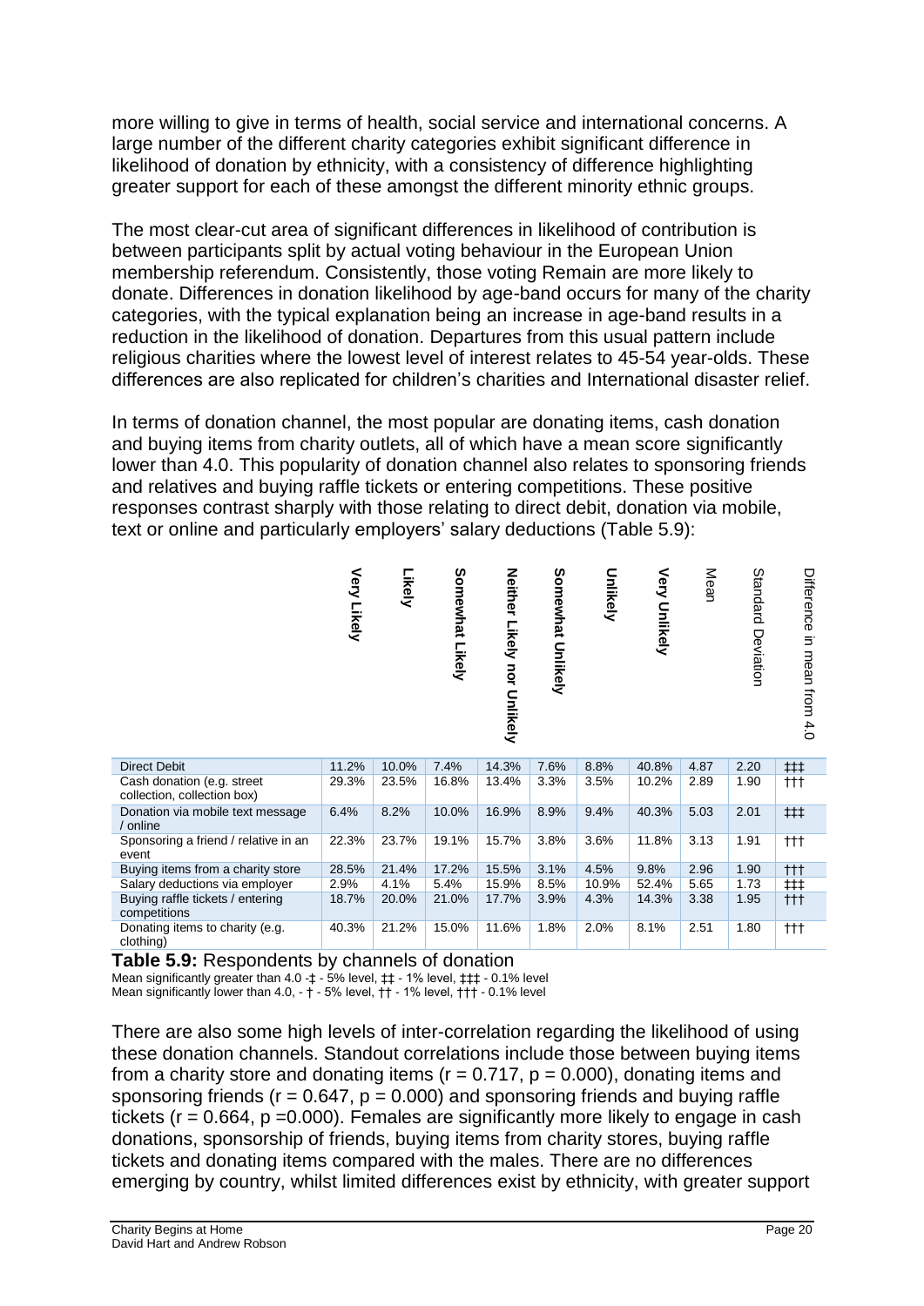more willing to give in terms of health, social service and international concerns. A large number of the different charity categories exhibit significant difference in likelihood of donation by ethnicity, with a consistency of difference highlighting greater support for each of these amongst the different minority ethnic groups.

The most clear-cut area of significant differences in likelihood of contribution is between participants split by actual voting behaviour in the European Union membership referendum. Consistently, those voting Remain are more likely to donate. Differences in donation likelihood by age-band occurs for many of the charity categories, with the typical explanation being an increase in age-band results in a reduction in the likelihood of donation. Departures from this usual pattern include religious charities where the lowest level of interest relates to 45-54 year-olds. These differences are also replicated for children's charities and International disaster relief.

In terms of donation channel, the most popular are donating items, cash donation and buying items from charity outlets, all of which have a mean score significantly lower than 4.0. This popularity of donation channel also relates to sponsoring friends and relatives and buying raffle tickets or entering competitions. These positive responses contrast sharply with those relating to direct debit, donation via mobile, text or online and particularly employers' salary deductions (Table 5.9):

| | Very Likely | Likely | Somewhat Likely | Neither Likely nor Unlikely | Somewhat Unlikely | Unlikely | Very Unlikely | Mean | Standard Deviation | Difference in mean from 4.0 |
|---|---|---|---|---|---|---|---|---|---|---|
| Direct Debit | 11.2% | 10.0% | 7.4% | 14.3% | 7.6% | 8.8% | 40.8% | 4.87 | 2.20 | ‡‡‡ |
| Cash donation (e.g. street collection, collection box) | 29.3% | 23.5% | 16.8% | 13.4% | 3.3% | 3.5% | 10.2% | 2.89 | 1.90 | ††† |
| Donation via mobile text message / online | 6.4% | 8.2% | 10.0% | 16.9% | 8.9% | 9.4% | 40.3% | 5.03 | 2.01 | ‡‡‡ |
| Sponsoring a friend / relative in an event | 22.3% | 23.7% | 19.1% | 15.7% | 3.8% | 3.6% | 11.8% | 3.13 | 1.91 | ††† |
| Buying items from a charity store | 28.5% | 21.4% | 17.2% | 15.5% | 3.1% | 4.5% | 9.8% | 2.96 | 1.90 | ††† |
| Salary deductions via employer | 2.9% | 4.1% | 5.4% | 15.9% | 8.5% | 10.9% | 52.4% | 5.65 | 1.73 | ‡‡‡ |
| Buying raffle tickets / entering competitions | 18.7% | 20.0% | 21.0% | 17.7% | 3.9% | 4.3% | 14.3% | 3.38 | 1.95 | ††† |
| Donating items to charity (e.g. clothing) | 40.3% | 21.2% | 15.0% | 11.6% | 1.8% | 2.0% | 8.1% | 2.51 | 1.80 | ††† |

**Table 5.9:** Respondents by channels of donation
Mean significantly greater than 4.0 -‡ - 5% level, ‡‡ - 1% level, ‡‡‡ - 0.1% level
Mean significantly lower than 4.0, - † - 5% level, †† - 1% level, ††† - 0.1% level

There are also some high levels of inter-correlation regarding the likelihood of using these donation channels. Standout correlations include those between buying items from a charity store and donating items ($r = 0.717$, $p = 0.000$), donating items and sponsoring friends ($r = 0.647$, $p = 0.000$) and sponsoring friends and buying raffle tickets ($r = 0.664$, $p = 0.000$). Females are significantly more likely to engage in cash donations, sponsorship of friends, buying items from charity stores, buying raffle tickets and donating items compared with the males. There are no differences emerging by country, whilst limited differences exist by ethnicity, with greater support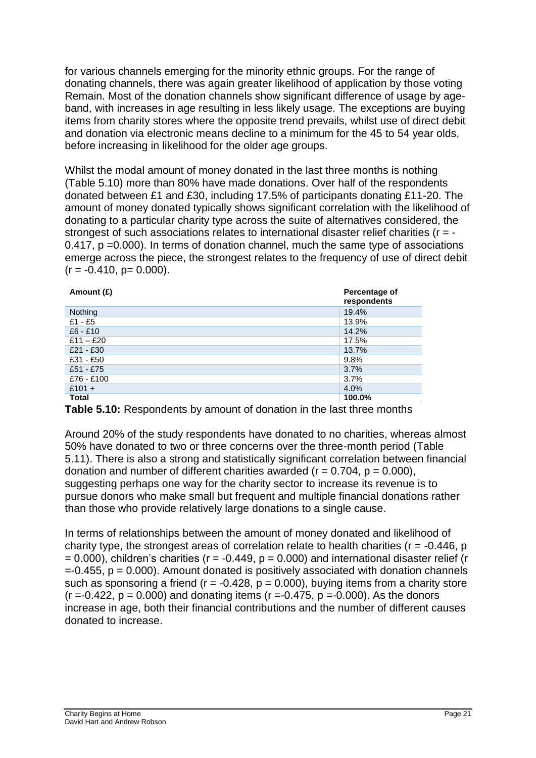for various channels emerging for the minority ethnic groups. For the range of donating channels, there was again greater likelihood of application by those voting Remain. Most of the donation channels show significant difference of usage by age-band, with increases in age resulting in less likely usage. The exceptions are buying items from charity stores where the opposite trend prevails, whilst use of direct debit and donation via electronic means decline to a minimum for the 45 to 54 year olds, before increasing in likelihood for the older age groups.

Whilst the modal amount of money donated in the last three months is nothing (Table 5.10) more than 80% have made donations. Over half of the respondents donated between £1 and £30, including 17.5% of participants donating £11-20. The amount of money donated typically shows significant correlation with the likelihood of donating to a particular charity type across the suite of alternatives considered, the strongest of such associations relates to international disaster relief charities ($r = -0.417$, $p = 0.000$). In terms of donation channel, much the same type of associations emerge across the piece, the strongest relates to the frequency of use of direct debit ($r = -0.410$, $p = 0.000$).

| Amount (£) | Percentage of respondents |
|---|---|
| Nothing | 19.4% |
| £1 - £5 | 13.9% |
| £6 - £10 | 14.2% |
| £11 – £20 | 17.5% |
| £21 - £30 | 13.7% |
| £31 - £50 | 9.8% |
| £51 - £75 | 3.7% |
| £76 - £100 | 3.7% |
| £101 + | 4.0% |
| **Total** | **100.0%** |

**Table 5.10:** Respondents by amount of donation in the last three months

Around 20% of the study respondents have donated to no charities, whereas almost 50% have donated to two or three concerns over the three-month period (Table 5.11). There is also a strong and statistically significant correlation between financial donation and number of different charities awarded ($r = 0.704$, $p = 0.000$), suggesting perhaps one way for the charity sector to increase its revenue is to pursue donors who make small but frequent and multiple financial donations rather than those who provide relatively large donations to a single cause.

In terms of relationships between the amount of money donated and likelihood of charity type, the strongest areas of correlation relate to health charities ($r = -0.446$, $p = 0.000$), children's charities ($r = -0.449$, $p = 0.000$) and international disaster relief ($r = -0.455$, $p = 0.000$). Amount donated is positively associated with donation channels such as sponsoring a friend ($r = -0.428$, $p = 0.000$), buying items from a charity store ($r = -0.422$, $p = 0.000$) and donating items ($r = -0.475$, $p = -0.000$). As the donors increase in age, both their financial contributions and the number of different causes donated to increase.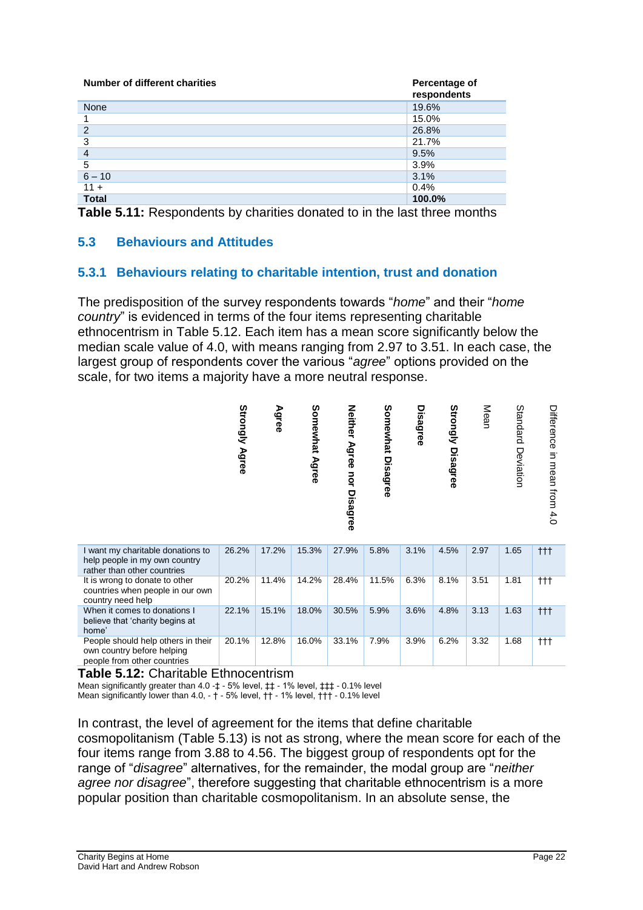| Number of different charities | Percentage of respondents |
|---|---|
| None | 19.6% |
| 1 | 15.0% |
| 2 | 26.8% |
| 3 | 21.7% |
| 4 | 9.5% |
| 5 | 3.9% |
| 6 – 10 | 3.1% |
| 11 + | 0.4% |
| **Total** | **100.0%** |

**Table 5.11:** Respondents by charities donated to in the last three months

## 5.3 Behaviours and Attitudes

### 5.3.1 Behaviours relating to charitable intention, trust and donation

The predisposition of the survey respondents towards "*home*" and their "*home country*" is evidenced in terms of the four items representing charitable ethnocentrism in Table 5.12. Each item has a mean score significantly below the median scale value of 4.0, with means ranging from 2.97 to 3.51. In each case, the largest group of respondents cover the various "*agree*" options provided on the scale, for two items a majority have a more neutral response.

| | Strongly Agree | Agree | Somewhat Agree | Neither Agree nor Disagree | Somewhat Disagree | Disagree | Strongly Disagree | Mean | Standard Deviation | Difference in mean from 4.0 |
|---|---|---|---|---|---|---|---|---|---|---|
| I want my charitable donations to help people in my own country rather than other countries | 26.2% | 17.2% | 15.3% | 27.9% | 5.8% | 3.1% | 4.5% | 2.97 | 1.65 | ††† |
| It is wrong to donate to other countries when people in our own country need help | 20.2% | 11.4% | 14.2% | 28.4% | 11.5% | 6.3% | 8.1% | 3.51 | 1.81 | ††† |
| When it comes to donations I believe that 'charity begins at home' | 22.1% | 15.1% | 18.0% | 30.5% | 5.9% | 3.6% | 4.8% | 3.13 | 1.63 | ††† |
| People should help others in their own country before helping people from other countries | 20.1% | 12.8% | 16.0% | 33.1% | 7.9% | 3.9% | 6.2% | 3.32 | 1.68 | ††† |

**Table 5.12:** Charitable Ethnocentrism

Mean significantly greater than 4.0 -‡ - 5% level, ‡‡ - 1% level, ‡‡‡ - 0.1% level
Mean significantly lower than 4.0, - † - 5% level, †† - 1% level, ††† - 0.1% level

In contrast, the level of agreement for the items that define charitable cosmopolitanism (Table 5.13) is not as strong, where the mean score for each of the four items range from 3.88 to 4.56. The biggest group of respondents opt for the range of "*disagree*" alternatives, for the remainder, the modal group are "*neither agree nor disagree*", therefore suggesting that charitable ethnocentrism is a more popular position than charitable cosmopolitanism. In an absolute sense, the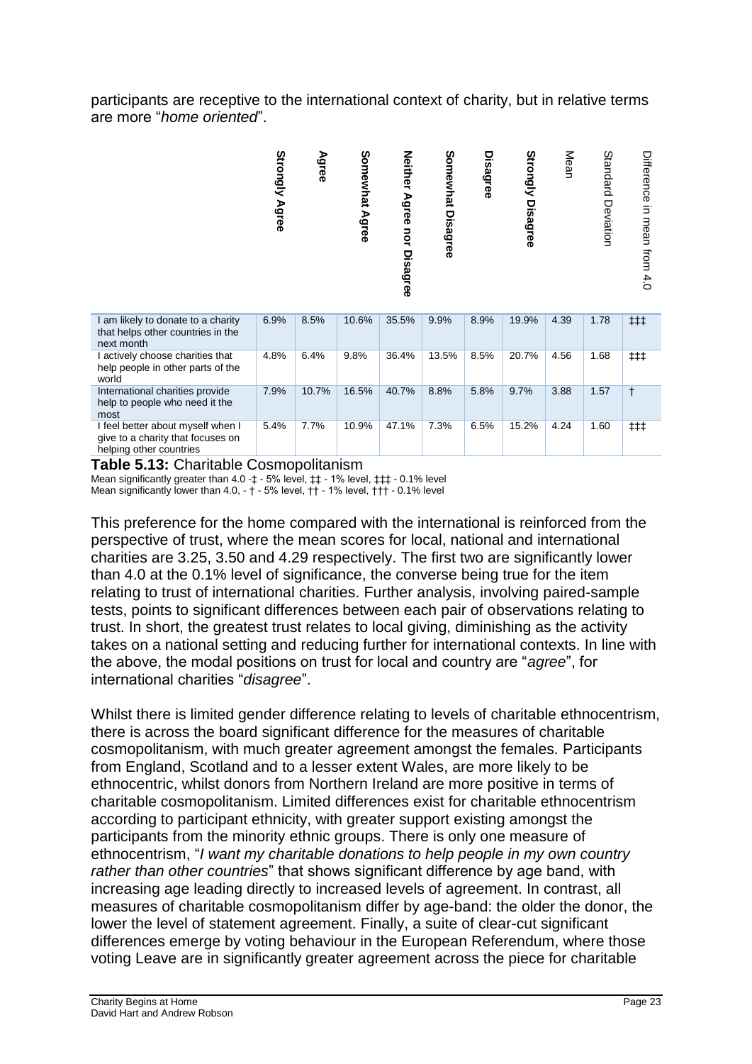participants are receptive to the international context of charity, but in relative terms are more "*home oriented*".

| | **Strongly Agree** | **Agree** | **Somewhat Agree** | **Neither Agree nor Disagree** | **Somewhat Disagree** | **Disagree** | **Strongly Disagree** | Mean | Standard Deviation | Difference in mean from 4.0 |
|---|---|---|---|---|---|---|---|---|---|---|
| I am likely to donate to a charity that helps other countries in the next month | 6.9% | 8.5% | 10.6% | 35.5% | 9.9% | 8.9% | 19.9% | 4.39 | 1.78 | ‡‡‡ |
| I actively choose charities that help people in other parts of the world | 4.8% | 6.4% | 9.8% | 36.4% | 13.5% | 8.5% | 20.7% | 4.56 | 1.68 | ‡‡‡ |
| International charities provide help to people who need it the most | 7.9% | 10.7% | 16.5% | 40.7% | 8.8% | 5.8% | 9.7% | 3.88 | 1.57 | † |
| I feel better about myself when I give to a charity that focuses on helping other countries | 5.4% | 7.7% | 10.9% | 47.1% | 7.3% | 6.5% | 15.2% | 4.24 | 1.60 | ‡‡‡ |

**Table 5.13:** Charitable Cosmopolitanism
Mean significantly greater than 4.0 -‡ - 5% level, ‡‡ - 1% level, ‡‡‡ - 0.1% level
Mean significantly lower than 4.0, - † - 5% level, †† - 1% level, ††† - 0.1% level

This preference for the home compared with the international is reinforced from the perspective of trust, where the mean scores for local, national and international charities are 3.25, 3.50 and 4.29 respectively. The first two are significantly lower than 4.0 at the 0.1% level of significance, the converse being true for the item relating to trust of international charities. Further analysis, involving paired-sample tests, points to significant differences between each pair of observations relating to trust. In short, the greatest trust relates to local giving, diminishing as the activity takes on a national setting and reducing further for international contexts. In line with the above, the modal positions on trust for local and country are "*agree*", for international charities "*disagree*".

Whilst there is limited gender difference relating to levels of charitable ethnocentrism, there is across the board significant difference for the measures of charitable cosmopolitanism, with much greater agreement amongst the females. Participants from England, Scotland and to a lesser extent Wales, are more likely to be ethnocentric, whilst donors from Northern Ireland are more positive in terms of charitable cosmopolitanism. Limited differences exist for charitable ethnocentrism according to participant ethnicity, with greater support existing amongst the participants from the minority ethnic groups. There is only one measure of ethnocentrism, "*I want my charitable donations to help people in my own country rather than other countries*" that shows significant difference by age band, with increasing age leading directly to increased levels of agreement. In contrast, all measures of charitable cosmopolitanism differ by age-band: the older the donor, the lower the level of statement agreement. Finally, a suite of clear-cut significant differences emerge by voting behaviour in the European Referendum, where those voting Leave are in significantly greater agreement across the piece for charitable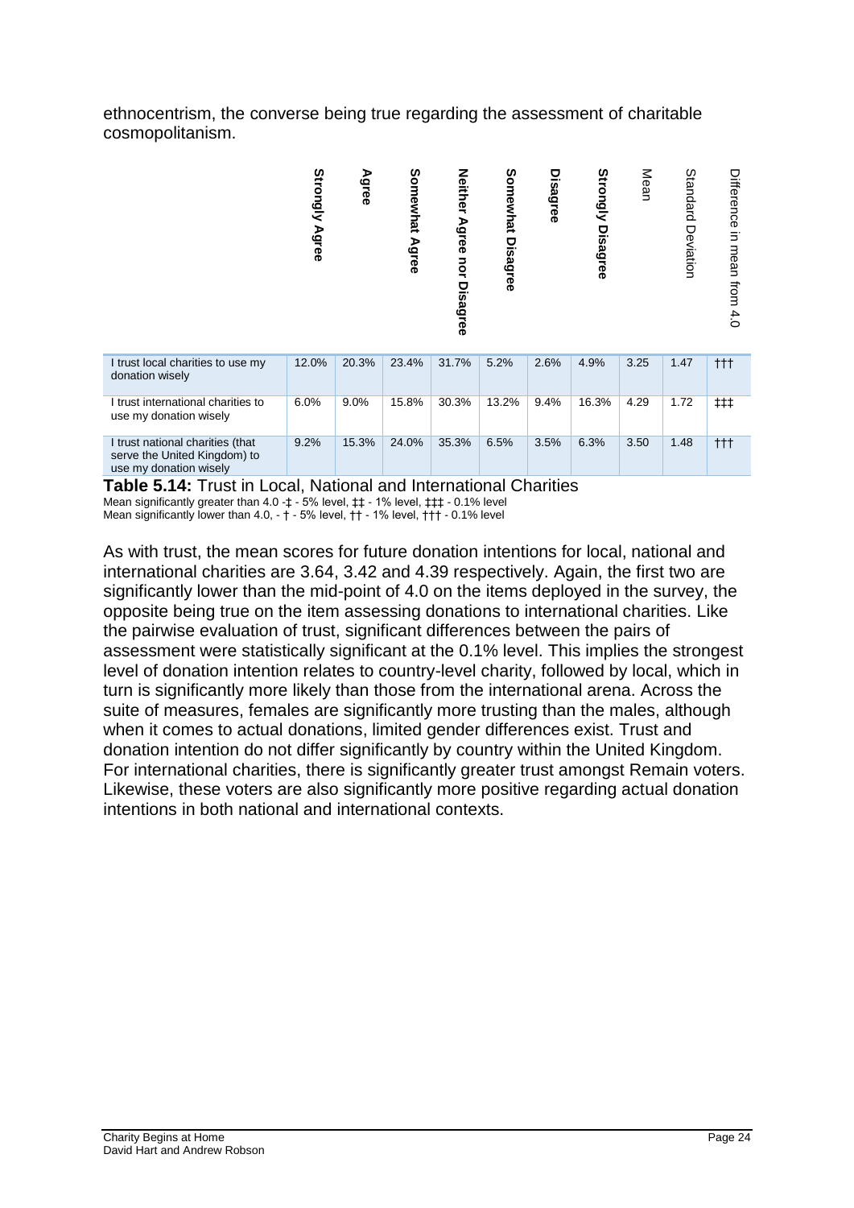ethnocentrism, the converse being true regarding the assessment of charitable cosmopolitanism.

| | Strongly Agree | Agree | Somewhat Agree | Neither Agree nor Disagree | Somewhat Disagree | Disagree | Strongly Disagree | Mean | Standard Deviation | Difference in mean from 4.0 |
|---|---|---|---|---|---|---|---|---|---|---|
| I trust local charities to use my donation wisely | 12.0% | 20.3% | 23.4% | 31.7% | 5.2% | 2.6% | 4.9% | 3.25 | 1.47 | ††† |
| I trust international charities to use my donation wisely | 6.0% | 9.0% | 15.8% | 30.3% | 13.2% | 9.4% | 16.3% | 4.29 | 1.72 | ‡‡‡ |
| I trust national charities (that serve the United Kingdom) to use my donation wisely | 9.2% | 15.3% | 24.0% | 35.3% | 6.5% | 3.5% | 6.3% | 3.50 | 1.48 | ††† |

**Table 5.14:** Trust in Local, National and International Charities
Mean significantly greater than 4.0 -‡ - 5% level, ‡‡ - 1% level, ‡‡‡ - 0.1% level
Mean significantly lower than 4.0, - † - 5% level, †† - 1% level, ††† - 0.1% level

As with trust, the mean scores for future donation intentions for local, national and international charities are 3.64, 3.42 and 4.39 respectively. Again, the first two are significantly lower than the mid-point of 4.0 on the items deployed in the survey, the opposite being true on the item assessing donations to international charities. Like the pairwise evaluation of trust, significant differences between the pairs of assessment were statistically significant at the 0.1% level. This implies the strongest level of donation intention relates to country-level charity, followed by local, which in turn is significantly more likely than those from the international arena. Across the suite of measures, females are significantly more trusting than the males, although when it comes to actual donations, limited gender differences exist. Trust and donation intention do not differ significantly by country within the United Kingdom. For international charities, there is significantly greater trust amongst Remain voters. Likewise, these voters are also significantly more positive regarding actual donation intentions in both national and international contexts.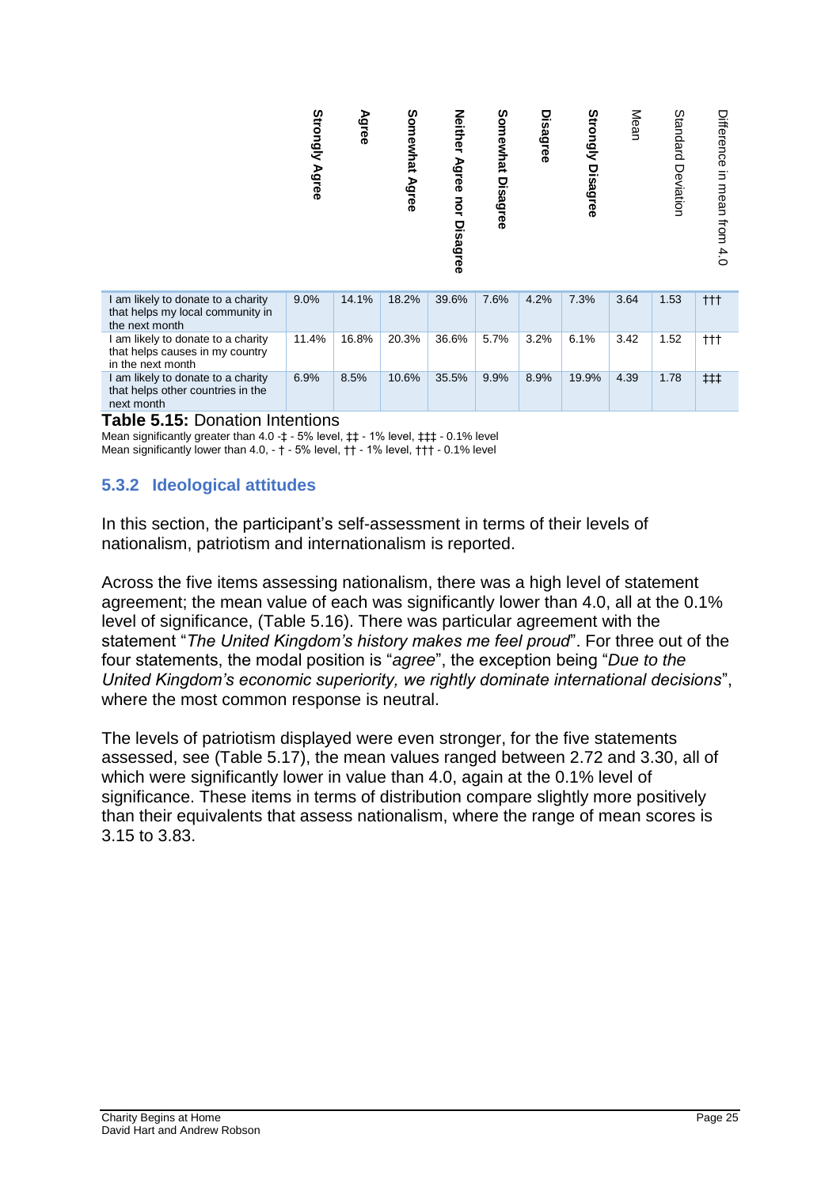| | Strongly Agree | Agree | Somewhat Agree | Neither Agree nor Disagree | Somewhat Disagree | Disagree | Strongly Disagree | Mean | Standard Deviation | Difference in mean from 4.0 |
|---|---|---|---|---|---|---|---|---|---|---|
| I am likely to donate to a charity that helps my local community in the next month | 9.0% | 14.1% | 18.2% | 39.6% | 7.6% | 4.2% | 7.3% | 3.64 | 1.53 | ††† |
| I am likely to donate to a charity that helps causes in my country in the next month | 11.4% | 16.8% | 20.3% | 36.6% | 5.7% | 3.2% | 6.1% | 3.42 | 1.52 | ††† |
| I am likely to donate to a charity that helps other countries in the next month | 6.9% | 8.5% | 10.6% | 35.5% | 9.9% | 8.9% | 19.9% | 4.39 | 1.78 | ‡‡‡ |

**Table 5.15:** Donation Intentions

Mean significantly greater than 4.0 -‡ - 5% level, ‡‡ - 1% level, ‡‡‡ - 0.1% level
Mean significantly lower than 4.0, - † - 5% level, †† - 1% level, ††† - 0.1% level

### 5.3.2 Ideological attitudes

In this section, the participant's self-assessment in terms of their levels of nationalism, patriotism and internationalism is reported.

Across the five items assessing nationalism, there was a high level of statement agreement; the mean value of each was significantly lower than 4.0, all at the 0.1% level of significance, (Table 5.16). There was particular agreement with the statement "*The United Kingdom's history makes me feel proud*". For three out of the four statements, the modal position is "*agree*", the exception being "*Due to the United Kingdom's economic superiority, we rightly dominate international decisions*", where the most common response is neutral.

The levels of patriotism displayed were even stronger, for the five statements assessed, see (Table 5.17), the mean values ranged between 2.72 and 3.30, all of which were significantly lower in value than 4.0, again at the 0.1% level of significance. These items in terms of distribution compare slightly more positively than their equivalents that assess nationalism, where the range of mean scores is 3.15 to 3.83.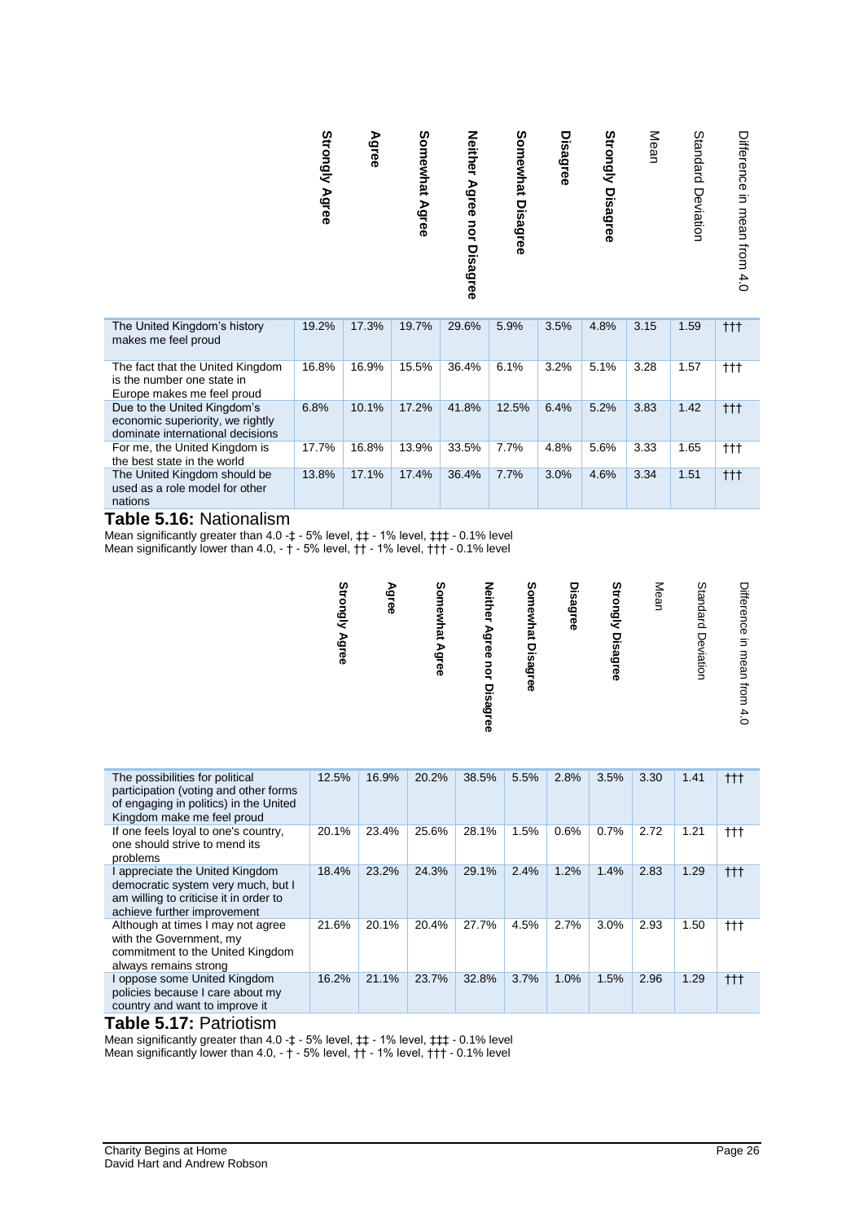| | Strongly Agree | Agree | Somewhat Agree | Neither Agree nor Disagree | Somewhat Disagree | Disagree | Strongly Disagree | Mean | Standard Deviation | Difference in mean from 4.0 |
|---|---|---|---|---|---|---|---|---|---|---|
| The United Kingdom's history makes me feel proud | 19.2% | 17.3% | 19.7% | 29.6% | 5.9% | 3.5% | 4.8% | 3.15 | 1.59 | ††† |
| The fact that the United Kingdom is the number one state in Europe makes me feel proud | 16.8% | 16.9% | 15.5% | 36.4% | 6.1% | 3.2% | 5.1% | 3.28 | 1.57 | ††† |
| Due to the United Kingdom's economic superiority, we rightly dominate international decisions | 6.8% | 10.1% | 17.2% | 41.8% | 12.5% | 6.4% | 5.2% | 3.83 | 1.42 | ††† |
| For me, the United Kingdom is the best state in the world | 17.7% | 16.8% | 13.9% | 33.5% | 7.7% | 4.8% | 5.6% | 3.33 | 1.65 | ††† |
| The United Kingdom should be used as a role model for other nations | 13.8% | 17.1% | 17.4% | 36.4% | 7.7% | 3.0% | 4.6% | 3.34 | 1.51 | ††† |

## Table 5.16: Nationalism

Mean significantly greater than 4.0 -‡ - 5% level, ‡‡ - 1% level, ‡‡‡ - 0.1% level
Mean significantly lower than 4.0, - † - 5% level, †† - 1% level, ††† - 0.1% level

| | Strongly Agree | Agree | Somewhat Agree | Neither Agree nor Disagree | Somewhat Disagree | Disagree | Strongly Disagree | Mean | Standard Deviation | Difference in mean from 4.0 |
|---|---|---|---|---|---|---|---|---|---|---|
| The possibilities for political participation (voting and other forms of engaging in politics) in the United Kingdom make me feel proud | 12.5% | 16.9% | 20.2% | 38.5% | 5.5% | 2.8% | 3.5% | 3.30 | 1.41 | ††† |
| If one feels loyal to one's country, one should strive to mend its problems | 20.1% | 23.4% | 25.6% | 28.1% | 1.5% | 0.6% | 0.7% | 2.72 | 1.21 | ††† |
| I appreciate the United Kingdom democratic system very much, but I am willing to criticise it in order to achieve further improvement | 18.4% | 23.2% | 24.3% | 29.1% | 2.4% | 1.2% | 1.4% | 2.83 | 1.29 | ††† |
| Although at times I may not agree with the Government, my commitment to the United Kingdom always remains strong | 21.6% | 20.1% | 20.4% | 27.7% | 4.5% | 2.7% | 3.0% | 2.93 | 1.50 | ††† |
| I oppose some United Kingdom policies because I care about my country and want to improve it | 16.2% | 21.1% | 23.7% | 32.8% | 3.7% | 1.0% | 1.5% | 2.96 | 1.29 | ††† |

## Table 5.17: Patriotism

Mean significantly greater than 4.0 -‡ - 5% level, ‡‡ - 1% level, ‡‡‡ - 0.1% level
Mean significantly lower than 4.0, - † - 5% level, †† - 1% level, ††† - 0.1% level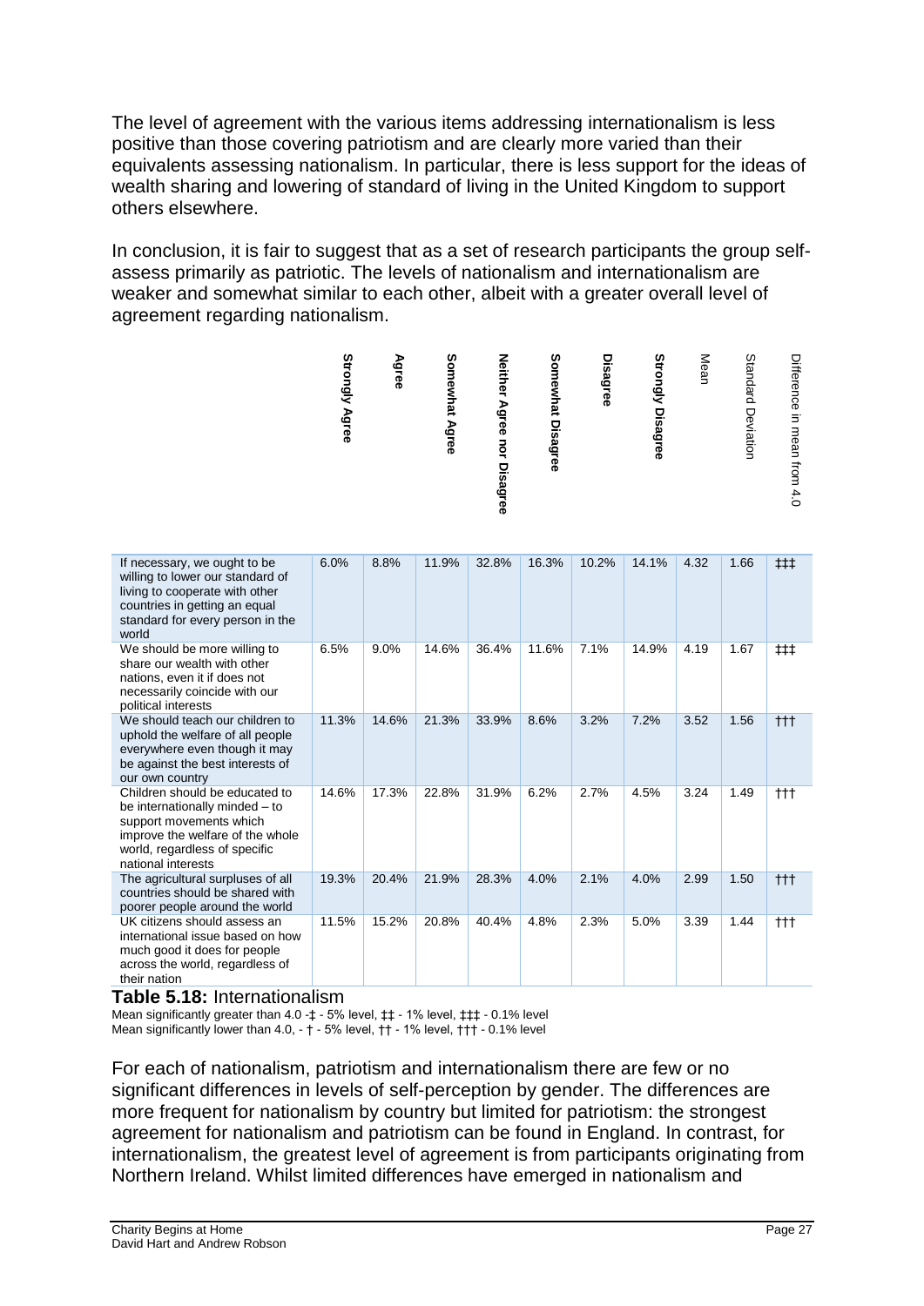The level of agreement with the various items addressing internationalism is less positive than those covering patriotism and are clearly more varied than their equivalents assessing nationalism. In particular, there is less support for the ideas of wealth sharing and lowering of standard of living in the United Kingdom to support others elsewhere.

In conclusion, it is fair to suggest that as a set of research participants the group self-assess primarily as patriotic. The levels of nationalism and internationalism are weaker and somewhat similar to each other, albeit with a greater overall level of agreement regarding nationalism.

| | Strongly Agree | Agree | Somewhat Agree | Neither Agree nor Disagree | Somewhat Disagree | Disagree | Strongly Disagree | Mean | Standard Deviation | Difference in mean from 4.0 |
|---|---|---|---|---|---|---|---|---|---|---|
| If necessary, we ought to be willing to lower our standard of living to cooperate with other countries in getting an equal standard for every person in the world | 6.0% | 8.8% | 11.9% | 32.8% | 16.3% | 10.2% | 14.1% | 4.32 | 1.66 | ‡‡‡ |
| We should be more willing to share our wealth with other nations, even it if does not necessarily coincide with our political interests | 6.5% | 9.0% | 14.6% | 36.4% | 11.6% | 7.1% | 14.9% | 4.19 | 1.67 | ‡‡‡ |
| We should teach our children to uphold the welfare of all people everywhere even though it may be against the best interests of our own country | 11.3% | 14.6% | 21.3% | 33.9% | 8.6% | 3.2% | 7.2% | 3.52 | 1.56 | ††† |
| Children should be educated to be internationally minded – to support movements which improve the welfare of the whole world, regardless of specific national interests | 14.6% | 17.3% | 22.8% | 31.9% | 6.2% | 2.7% | 4.5% | 3.24 | 1.49 | ††† |
| The agricultural surpluses of all countries should be shared with poorer people around the world | 19.3% | 20.4% | 21.9% | 28.3% | 4.0% | 2.1% | 4.0% | 2.99 | 1.50 | ††† |
| UK citizens should assess an international issue based on how much good it does for people across the world, regardless of their nation | 11.5% | 15.2% | 20.8% | 40.4% | 4.8% | 2.3% | 5.0% | 3.39 | 1.44 | ††† |

**Table 5.18:** Internationalism

Mean significantly greater than 4.0 -‡ - 5% level, ‡‡ - 1% level, ‡‡‡ - 0.1% level
Mean significantly lower than 4.0, - † - 5% level, †† - 1% level, ††† - 0.1% level

For each of nationalism, patriotism and internationalism there are few or no significant differences in levels of self-perception by gender. The differences are more frequent for nationalism by country but limited for patriotism: the strongest agreement for nationalism and patriotism can be found in England. In contrast, for internationalism, the greatest level of agreement is from participants originating from Northern Ireland. Whilst limited differences have emerged in nationalism and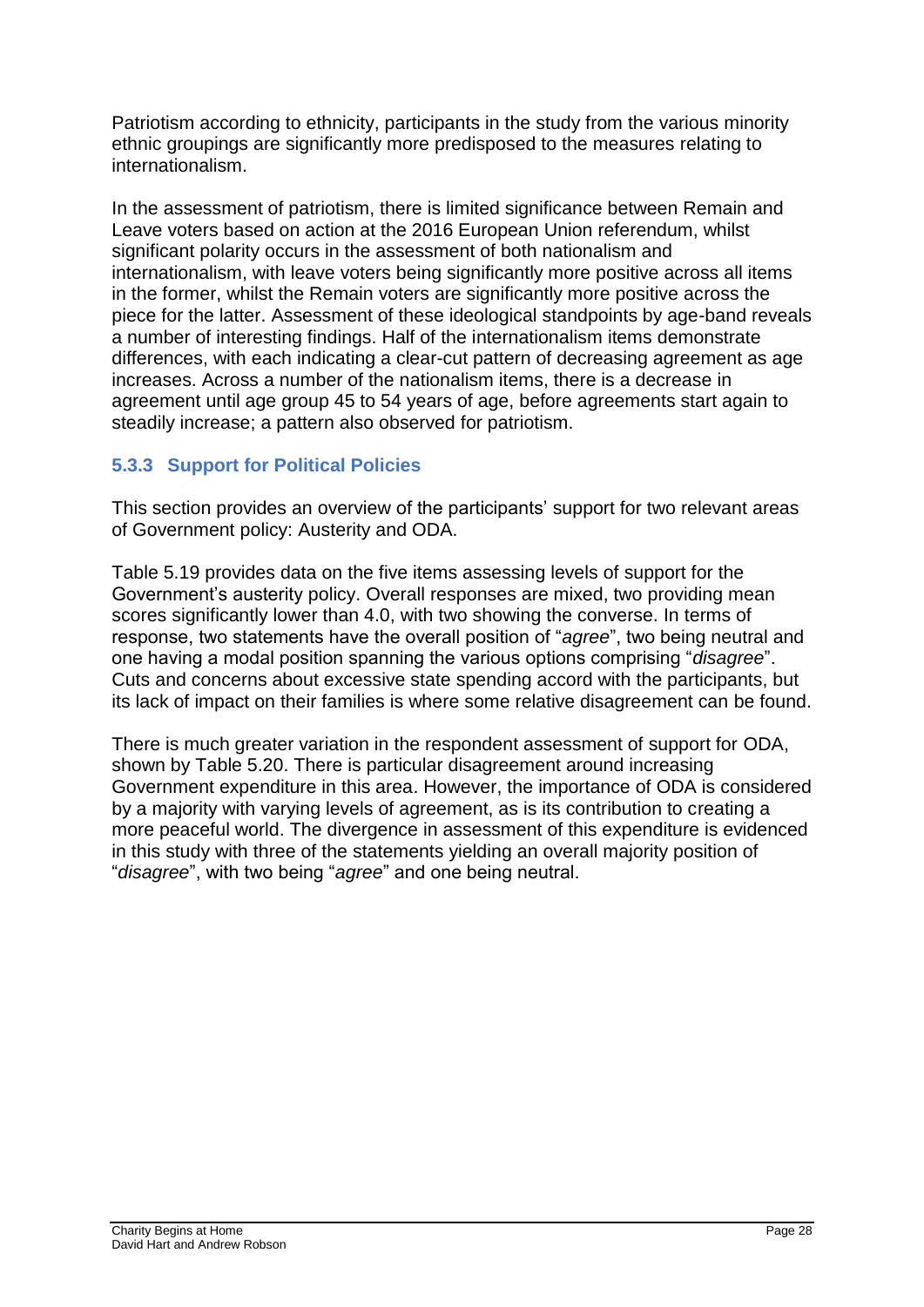Patriotism according to ethnicity, participants in the study from the various minority ethnic groupings are significantly more predisposed to the measures relating to internationalism.

In the assessment of patriotism, there is limited significance between Remain and Leave voters based on action at the 2016 European Union referendum, whilst significant polarity occurs in the assessment of both nationalism and internationalism, with leave voters being significantly more positive across all items in the former, whilst the Remain voters are significantly more positive across the piece for the latter. Assessment of these ideological standpoints by age-band reveals a number of interesting findings. Half of the internationalism items demonstrate differences, with each indicating a clear-cut pattern of decreasing agreement as age increases. Across a number of the nationalism items, there is a decrease in agreement until age group 45 to 54 years of age, before agreements start again to steadily increase; a pattern also observed for patriotism.

### 5.3.3 Support for Political Policies

This section provides an overview of the participants' support for two relevant areas of Government policy: Austerity and ODA.

Table 5.19 provides data on the five items assessing levels of support for the Government's austerity policy. Overall responses are mixed, two providing mean scores significantly lower than 4.0, with two showing the converse. In terms of response, two statements have the overall position of "*agree*", two being neutral and one having a modal position spanning the various options comprising "*disagree*". Cuts and concerns about excessive state spending accord with the participants, but its lack of impact on their families is where some relative disagreement can be found.

There is much greater variation in the respondent assessment of support for ODA, shown by Table 5.20. There is particular disagreement around increasing Government expenditure in this area. However, the importance of ODA is considered by a majority with varying levels of agreement, as is its contribution to creating a more peaceful world. The divergence in assessment of this expenditure is evidenced in this study with three of the statements yielding an overall majority position of "*disagree*", with two being "*agree*" and one being neutral.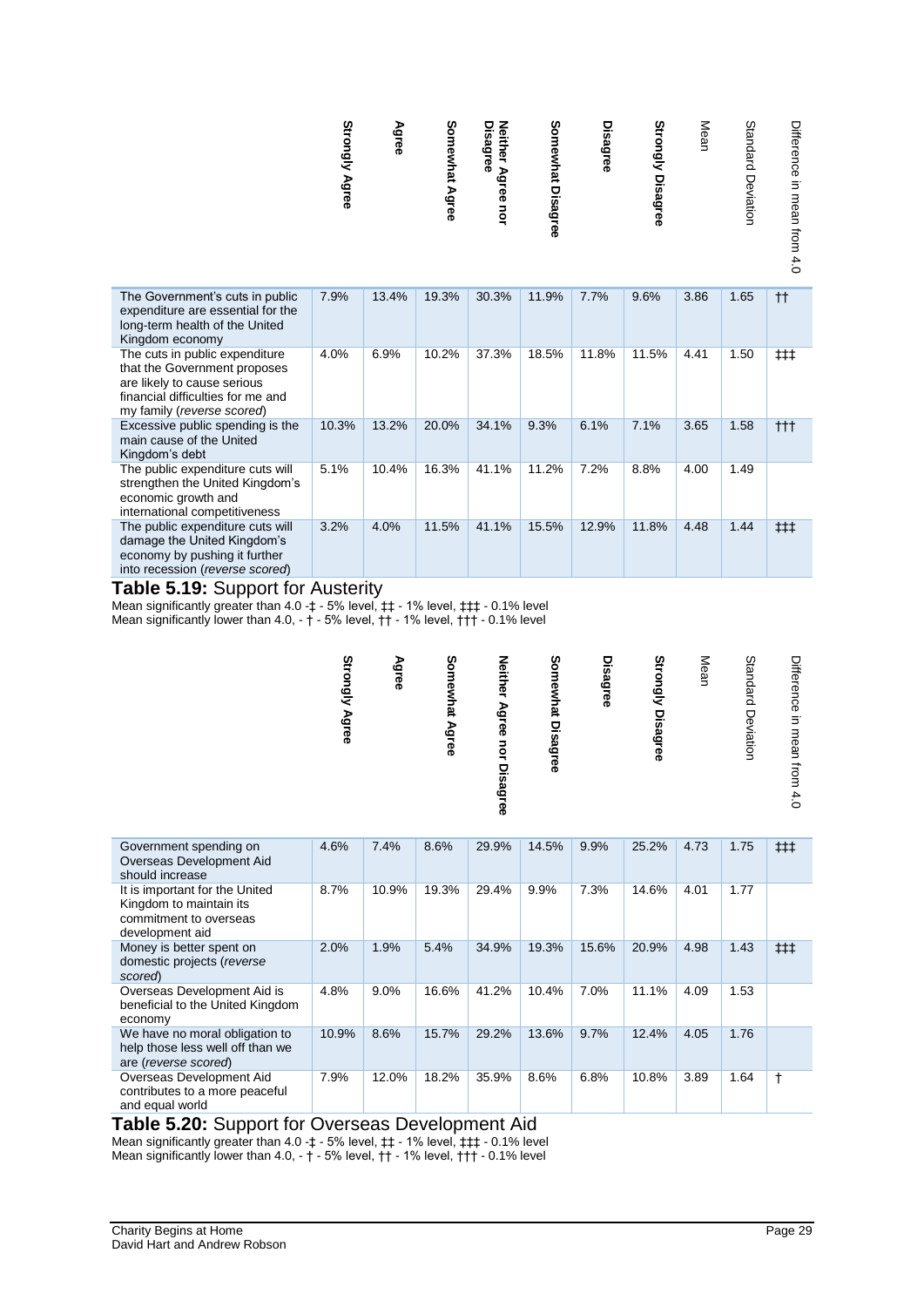| | Strongly Agree | Agree | Somewhat Agree | Neither Agree nor Disagree | Somewhat Disagree | Disagree | Strongly Disagree | Mean | Standard Deviation | Difference in mean from 4.0 |
|---|---|---|---|---|---|---|---|---|---|---|
| The Government's cuts in public expenditure are essential for the long-term health of the United Kingdom economy | 7.9% | 13.4% | 19.3% | 30.3% | 11.9% | 7.7% | 9.6% | 3.86 | 1.65 | †† |
| The cuts in public expenditure that the Government proposes are likely to cause serious financial difficulties for me and my family (*reverse scored*) | 4.0% | 6.9% | 10.2% | 37.3% | 18.5% | 11.8% | 11.5% | 4.41 | 1.50 | ‡‡‡ |
| Excessive public spending is the main cause of the United Kingdom's debt | 10.3% | 13.2% | 20.0% | 34.1% | 9.3% | 6.1% | 7.1% | 3.65 | 1.58 | ††† |
| The public expenditure cuts will strengthen the United Kingdom's economic growth and international competitiveness | 5.1% | 10.4% | 16.3% | 41.1% | 11.2% | 7.2% | 8.8% | 4.00 | 1.49 | |
| The public expenditure cuts will damage the United Kingdom's economy by pushing it further into recession (*reverse scored*) | 3.2% | 4.0% | 11.5% | 41.1% | 15.5% | 12.9% | 11.8% | 4.48 | 1.44 | ‡‡‡ |

**Table 5.19:** Support for Austerity

Mean significantly greater than 4.0 -‡ - 5% level, ‡‡ - 1% level, ‡‡‡ - 0.1% level
Mean significantly lower than 4.0, - † - 5% level, †† - 1% level, ††† - 0.1% level

| | Strongly Agree | Agree | Somewhat Agree | Neither Agree nor Disagree | Somewhat Disagree | Disagree | Strongly Disagree | Mean | Standard Deviation | Difference in mean from 4.0 |
|---|---|---|---|---|---|---|---|---|---|---|
| Government spending on Overseas Development Aid should increase | 4.6% | 7.4% | 8.6% | 29.9% | 14.5% | 9.9% | 25.2% | 4.73 | 1.75 | ‡‡‡ |
| It is important for the United Kingdom to maintain its commitment to overseas development aid | 8.7% | 10.9% | 19.3% | 29.4% | 9.9% | 7.3% | 14.6% | 4.01 | 1.77 | |
| Money is better spent on domestic projects (*reverse scored*) | 2.0% | 1.9% | 5.4% | 34.9% | 19.3% | 15.6% | 20.9% | 4.98 | 1.43 | ‡‡‡ |
| Overseas Development Aid is beneficial to the United Kingdom economy | 4.8% | 9.0% | 16.6% | 41.2% | 10.4% | 7.0% | 11.1% | 4.09 | 1.53 | |
| We have no moral obligation to help those less well off than we are (*reverse scored*) | 10.9% | 8.6% | 15.7% | 29.2% | 13.6% | 9.7% | 12.4% | 4.05 | 1.76 | |
| Overseas Development Aid contributes to a more peaceful and equal world | 7.9% | 12.0% | 18.2% | 35.9% | 8.6% | 6.8% | 10.8% | 3.89 | 1.64 | † |

**Table 5.20:** Support for Overseas Development Aid

Mean significantly greater than 4.0 -‡ - 5% level, ‡‡ - 1% level, ‡‡‡ - 0.1% level
Mean significantly lower than 4.0, - † - 5% level, †† - 1% level, ††† - 0.1% level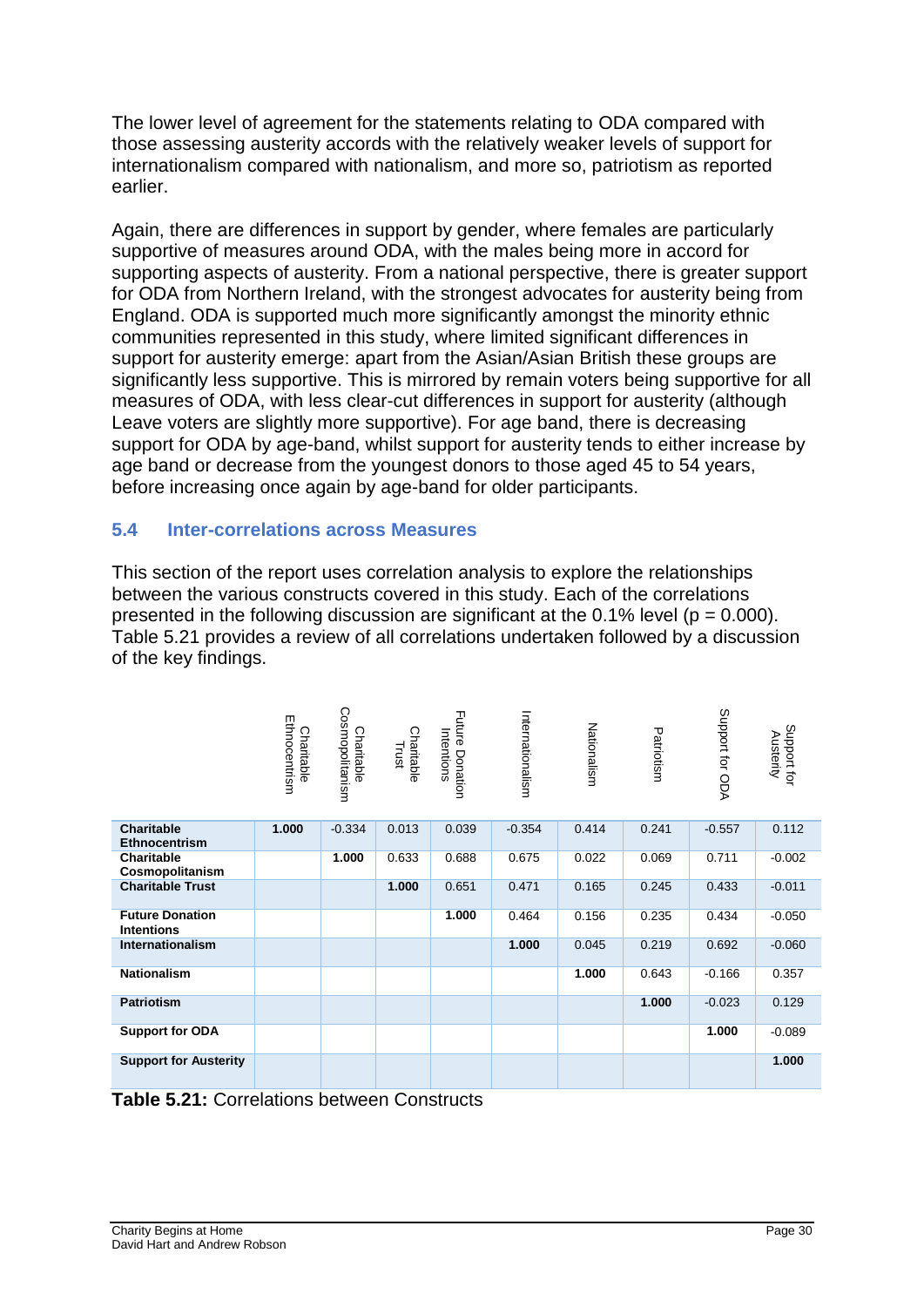The lower level of agreement for the statements relating to ODA compared with those assessing austerity accords with the relatively weaker levels of support for internationalism compared with nationalism, and more so, patriotism as reported earlier.

Again, there are differences in support by gender, where females are particularly supportive of measures around ODA, with the males being more in accord for supporting aspects of austerity. From a national perspective, there is greater support for ODA from Northern Ireland, with the strongest advocates for austerity being from England. ODA is supported much more significantly amongst the minority ethnic communities represented in this study, where limited significant differences in support for austerity emerge: apart from the Asian/Asian British these groups are significantly less supportive. This is mirrored by remain voters being supportive for all measures of ODA, with less clear-cut differences in support for austerity (although Leave voters are slightly more supportive). For age band, there is decreasing support for ODA by age-band, whilst support for austerity tends to either increase by age band or decrease from the youngest donors to those aged 45 to 54 years, before increasing once again by age-band for older participants.

## 5.4 Inter-correlations across Measures

This section of the report uses correlation analysis to explore the relationships between the various constructs covered in this study. Each of the correlations presented in the following discussion are significant at the 0.1% level (p = 0.000). Table 5.21 provides a review of all correlations undertaken followed by a discussion of the key findings.

| | Charitable Ethnocentrism | Charitable Cosmopolitanism | Charitable Trust | Future Donation Intentions | Internationalism | Nationalism | Patriotism | Support for ODA | Support for Austerity |
|---|---|---|---|---|---|---|---|---|---|
| **Charitable Ethnocentrism** | **1.000** | -0.334 | 0.013 | 0.039 | -0.354 | 0.414 | 0.241 | -0.557 | 0.112 |
| **Charitable Cosmopolitanism** | | **1.000** | 0.633 | 0.688 | 0.675 | 0.022 | 0.069 | 0.711 | -0.002 |
| **Charitable Trust** | | | **1.000** | 0.651 | 0.471 | 0.165 | 0.245 | 0.433 | -0.011 |
| **Future Donation Intentions** | | | | **1.000** | 0.464 | 0.156 | 0.235 | 0.434 | -0.050 |
| **Internationalism** | | | | | **1.000** | 0.045 | 0.219 | 0.692 | -0.060 |
| **Nationalism** | | | | | | **1.000** | 0.643 | -0.166 | 0.357 |
| **Patriotism** | | | | | | | **1.000** | -0.023 | 0.129 |
| **Support for ODA** | | | | | | | | **1.000** | -0.089 |
| **Support for Austerity** | | | | | | | | | **1.000** |

**Table 5.21:** Correlations between Constructs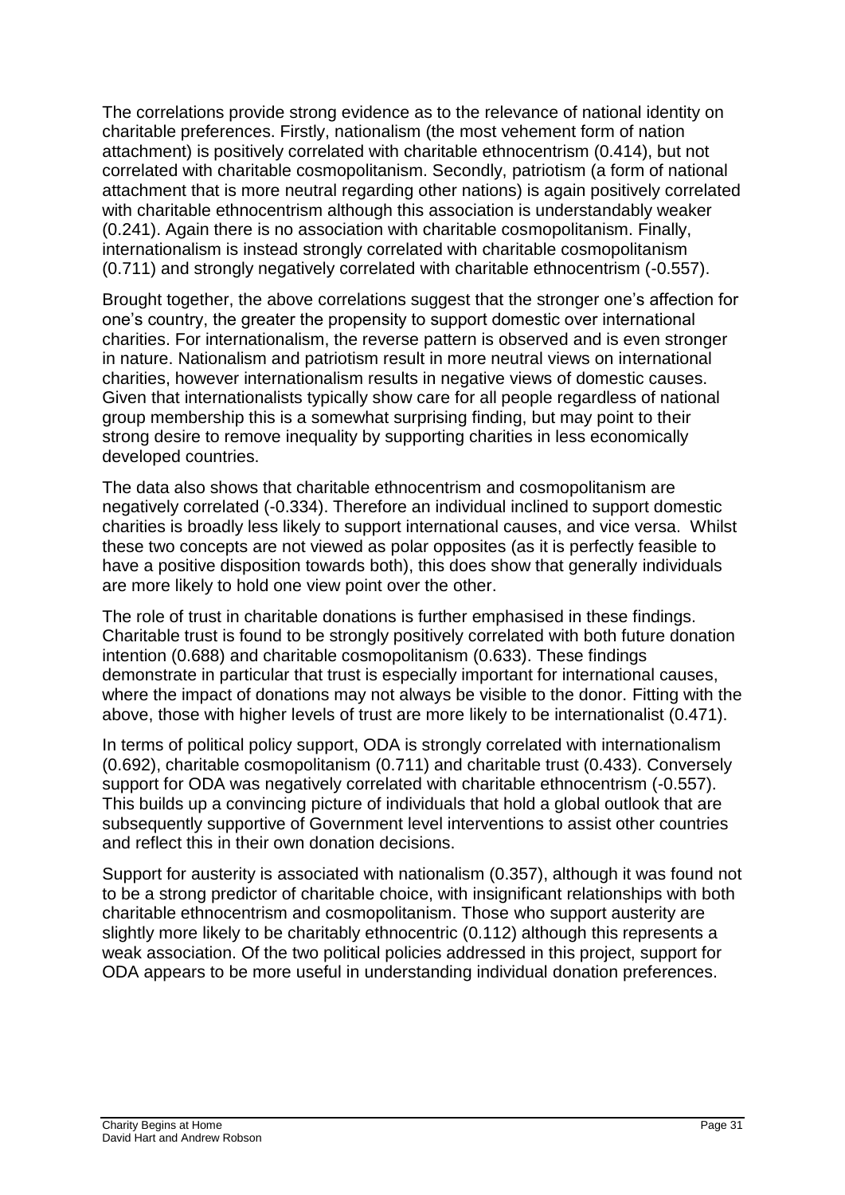The correlations provide strong evidence as to the relevance of national identity on charitable preferences. Firstly, nationalism (the most vehement form of nation attachment) is positively correlated with charitable ethnocentrism (0.414), but not correlated with charitable cosmopolitanism. Secondly, patriotism (a form of national attachment that is more neutral regarding other nations) is again positively correlated with charitable ethnocentrism although this association is understandably weaker (0.241). Again there is no association with charitable cosmopolitanism. Finally, internationalism is instead strongly correlated with charitable cosmopolitanism (0.711) and strongly negatively correlated with charitable ethnocentrism (-0.557).

Brought together, the above correlations suggest that the stronger one's affection for one's country, the greater the propensity to support domestic over international charities. For internationalism, the reverse pattern is observed and is even stronger in nature. Nationalism and patriotism result in more neutral views on international charities, however internationalism results in negative views of domestic causes. Given that internationalists typically show care for all people regardless of national group membership this is a somewhat surprising finding, but may point to their strong desire to remove inequality by supporting charities in less economically developed countries.

The data also shows that charitable ethnocentrism and cosmopolitanism are negatively correlated (-0.334). Therefore an individual inclined to support domestic charities is broadly less likely to support international causes, and vice versa. Whilst these two concepts are not viewed as polar opposites (as it is perfectly feasible to have a positive disposition towards both), this does show that generally individuals are more likely to hold one view point over the other.

The role of trust in charitable donations is further emphasised in these findings. Charitable trust is found to be strongly positively correlated with both future donation intention (0.688) and charitable cosmopolitanism (0.633). These findings demonstrate in particular that trust is especially important for international causes, where the impact of donations may not always be visible to the donor. Fitting with the above, those with higher levels of trust are more likely to be internationalist (0.471).

In terms of political policy support, ODA is strongly correlated with internationalism (0.692), charitable cosmopolitanism (0.711) and charitable trust (0.433). Conversely support for ODA was negatively correlated with charitable ethnocentrism (-0.557). This builds up a convincing picture of individuals that hold a global outlook that are subsequently supportive of Government level interventions to assist other countries and reflect this in their own donation decisions.

Support for austerity is associated with nationalism (0.357), although it was found not to be a strong predictor of charitable choice, with insignificant relationships with both charitable ethnocentrism and cosmopolitanism. Those who support austerity are slightly more likely to be charitably ethnocentric (0.112) although this represents a weak association. Of the two political policies addressed in this project, support for ODA appears to be more useful in understanding individual donation preferences.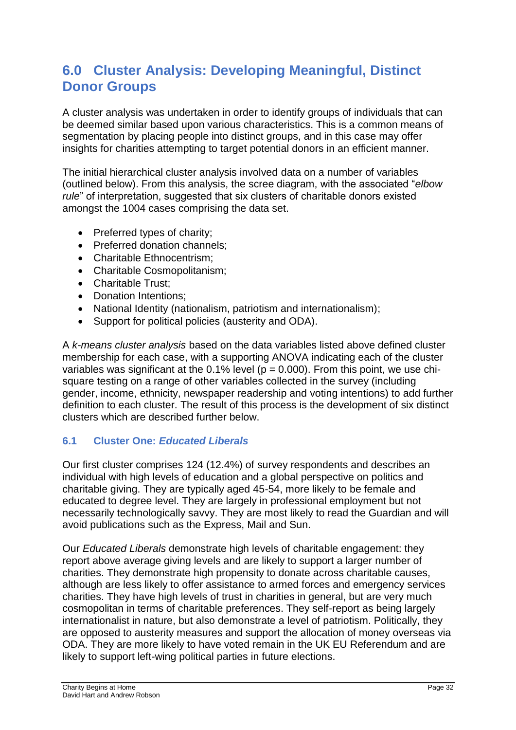## 6.0 Cluster Analysis: Developing Meaningful, Distinct Donor Groups

A cluster analysis was undertaken in order to identify groups of individuals that can be deemed similar based upon various characteristics. This is a common means of segmentation by placing people into distinct groups, and in this case may offer insights for charities attempting to target potential donors in an efficient manner.

The initial hierarchical cluster analysis involved data on a number of variables (outlined below). From this analysis, the scree diagram, with the associated "*elbow rule*" of interpretation, suggested that six clusters of charitable donors existed amongst the 1004 cases comprising the data set.

- Preferred types of charity;
- Preferred donation channels;
- Charitable Ethnocentrism;
- Charitable Cosmopolitanism;
- Charitable Trust;
- Donation Intentions;
- National Identity (nationalism, patriotism and internationalism);
- Support for political policies (austerity and ODA).

A *k-means cluster analysis* based on the data variables listed above defined cluster membership for each case, with a supporting ANOVA indicating each of the cluster variables was significant at the 0.1% level ($p = 0.000$). From this point, we use chi-square testing on a range of other variables collected in the survey (including gender, income, ethnicity, newspaper readership and voting intentions) to add further definition to each cluster. The result of this process is the development of six distinct clusters which are described further below.

### 6.1 Cluster One: *Educated Liberals*

Our first cluster comprises 124 (12.4%) of survey respondents and describes an individual with high levels of education and a global perspective on politics and charitable giving. They are typically aged 45-54, more likely to be female and educated to degree level. They are largely in professional employment but not necessarily technologically savvy. They are most likely to read the Guardian and will avoid publications such as the Express, Mail and Sun.

Our *Educated Liberals* demonstrate high levels of charitable engagement: they report above average giving levels and are likely to support a larger number of charities. They demonstrate high propensity to donate across charitable causes, although are less likely to offer assistance to armed forces and emergency services charities. They have high levels of trust in charities in general, but are very much cosmopolitan in terms of charitable preferences. They self-report as being largely internationalist in nature, but also demonstrate a level of patriotism. Politically, they are opposed to austerity measures and support the allocation of money overseas via ODA. They are more likely to have voted remain in the UK EU Referendum and are likely to support left-wing political parties in future elections.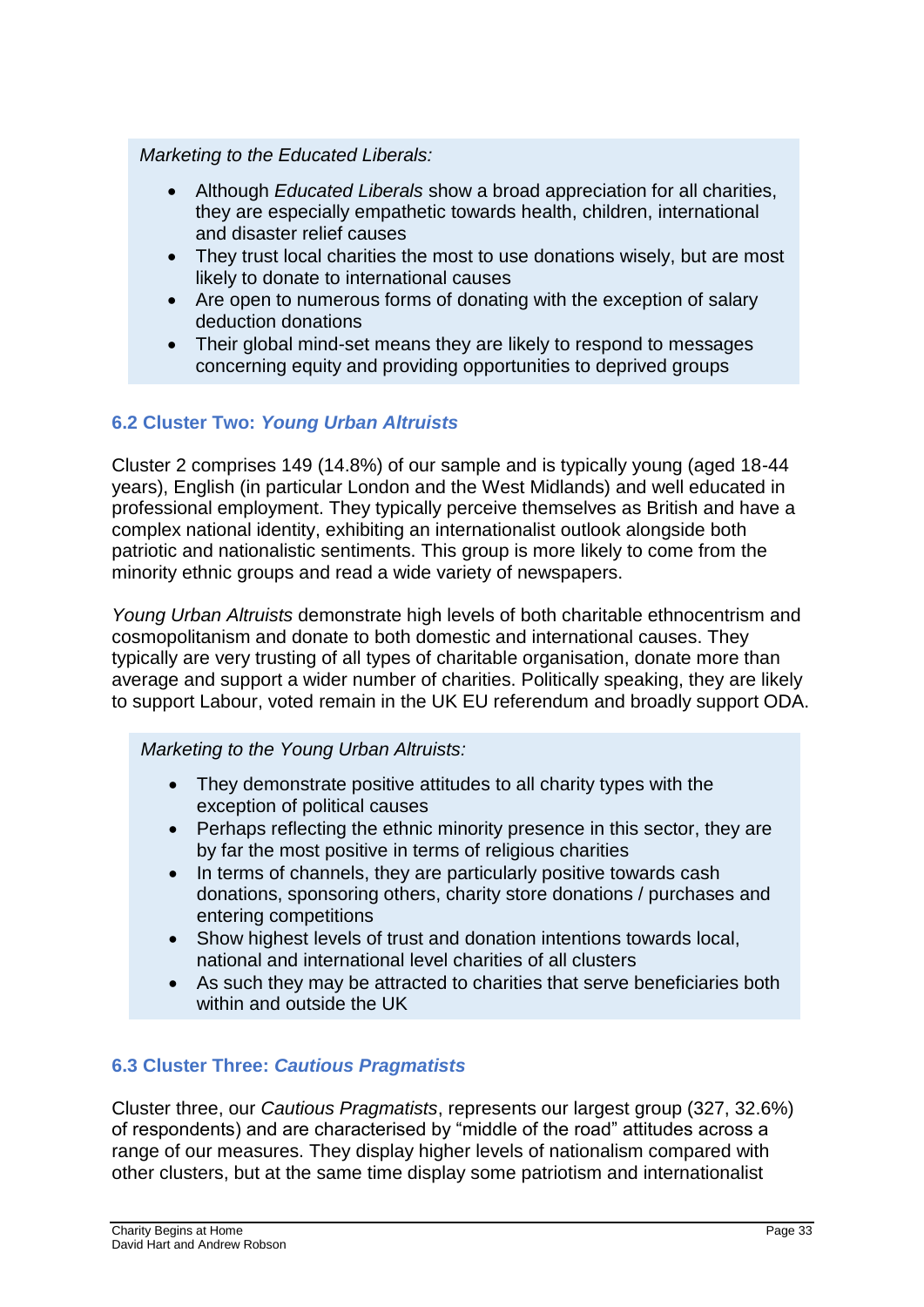*Marketing to the Educated Liberals:*

- Although *Educated Liberals* show a broad appreciation for all charities, they are especially empathetic towards health, children, international and disaster relief causes
- They trust local charities the most to use donations wisely, but are most likely to donate to international causes
- Are open to numerous forms of donating with the exception of salary deduction donations
- Their global mind-set means they are likely to respond to messages concerning equity and providing opportunities to deprived groups

### 6.2 Cluster Two: *Young Urban Altruists*

Cluster 2 comprises 149 (14.8%) of our sample and is typically young (aged 18-44 years), English (in particular London and the West Midlands) and well educated in professional employment. They typically perceive themselves as British and have a complex national identity, exhibiting an internationalist outlook alongside both patriotic and nationalistic sentiments. This group is more likely to come from the minority ethnic groups and read a wide variety of newspapers.

*Young Urban Altruists* demonstrate high levels of both charitable ethnocentrism and cosmopolitanism and donate to both domestic and international causes. They typically are very trusting of all types of charitable organisation, donate more than average and support a wider number of charities. Politically speaking, they are likely to support Labour, voted remain in the UK EU referendum and broadly support ODA.

*Marketing to the Young Urban Altruists:*

- They demonstrate positive attitudes to all charity types with the exception of political causes
- Perhaps reflecting the ethnic minority presence in this sector, they are by far the most positive in terms of religious charities
- In terms of channels, they are particularly positive towards cash donations, sponsoring others, charity store donations / purchases and entering competitions
- Show highest levels of trust and donation intentions towards local, national and international level charities of all clusters
- As such they may be attracted to charities that serve beneficiaries both within and outside the UK

### 6.3 Cluster Three: *Cautious Pragmatists*

Cluster three, our *Cautious Pragmatists*, represents our largest group (327, 32.6%) of respondents) and are characterised by “middle of the road” attitudes across a range of our measures. They display higher levels of nationalism compared with other clusters, but at the same time display some patriotism and internationalist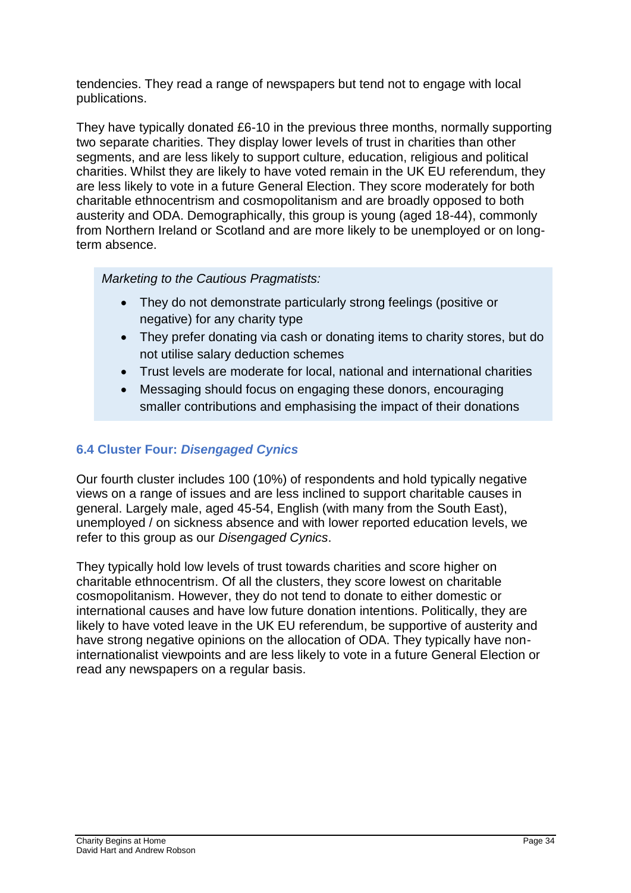tendencies. They read a range of newspapers but tend not to engage with local publications.

They have typically donated £6-10 in the previous three months, normally supporting two separate charities. They display lower levels of trust in charities than other segments, and are less likely to support culture, education, religious and political charities. Whilst they are likely to have voted remain in the UK EU referendum, they are less likely to vote in a future General Election. They score moderately for both charitable ethnocentrism and cosmopolitanism and are broadly opposed to both austerity and ODA. Demographically, this group is young (aged 18-44), commonly from Northern Ireland or Scotland and are more likely to be unemployed or on long-term absence.

*Marketing to the Cautious Pragmatists:*

- They do not demonstrate particularly strong feelings (positive or negative) for any charity type
- They prefer donating via cash or donating items to charity stores, but do not utilise salary deduction schemes
- Trust levels are moderate for local, national and international charities
- Messaging should focus on engaging these donors, encouraging smaller contributions and emphasising the impact of their donations

### 6.4 Cluster Four: *Disengaged Cynics*

Our fourth cluster includes 100 (10%) of respondents and hold typically negative views on a range of issues and are less inclined to support charitable causes in general. Largely male, aged 45-54, English (with many from the South East), unemployed / on sickness absence and with lower reported education levels, we refer to this group as our *Disengaged Cynics*.

They typically hold low levels of trust towards charities and score higher on charitable ethnocentrism. Of all the clusters, they score lowest on charitable cosmopolitanism. However, they do not tend to donate to either domestic or international causes and have low future donation intentions. Politically, they are likely to have voted leave in the UK EU referendum, be supportive of austerity and have strong negative opinions on the allocation of ODA. They typically have non-internationalist viewpoints and are less likely to vote in a future General Election or read any newspapers on a regular basis.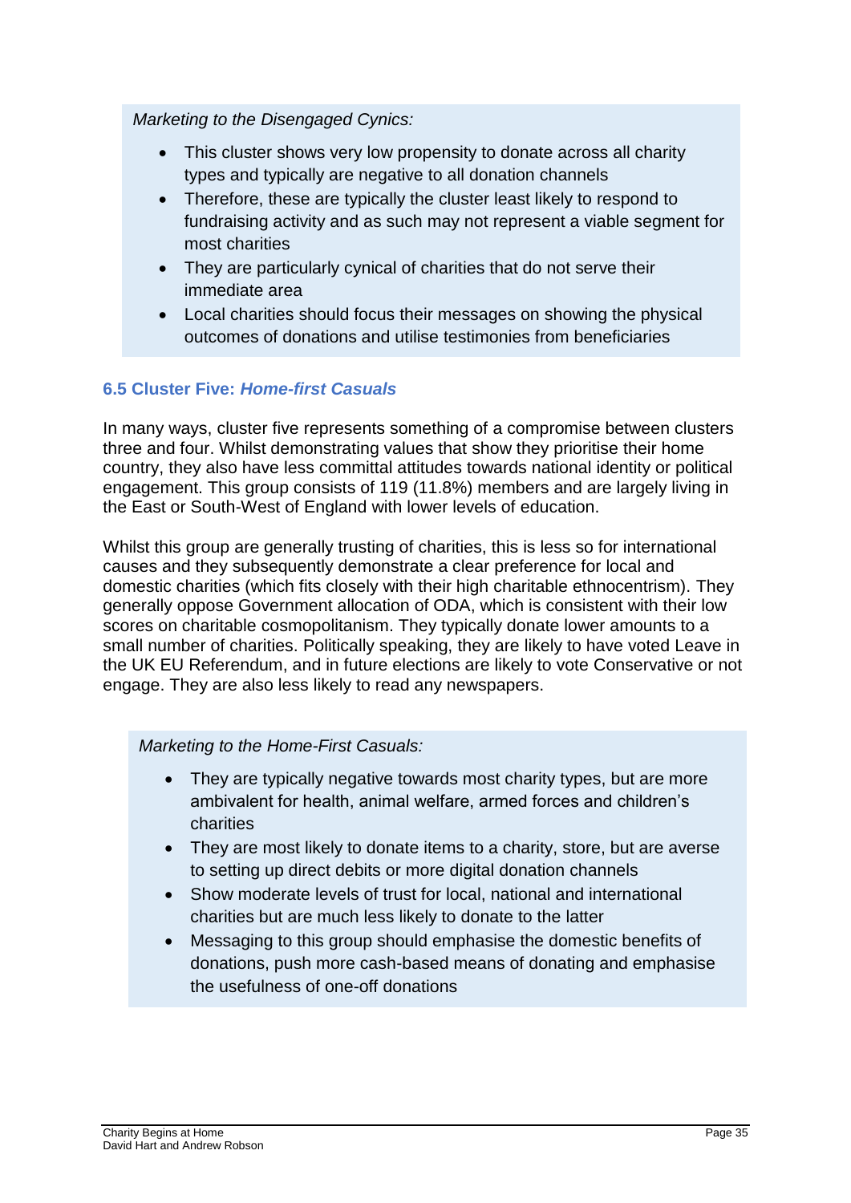*Marketing to the Disengaged Cynics:*

- This cluster shows very low propensity to donate across all charity types and typically are negative to all donation channels
- Therefore, these are typically the cluster least likely to respond to fundraising activity and as such may not represent a viable segment for most charities
- They are particularly cynical of charities that do not serve their immediate area
- Local charities should focus their messages on showing the physical outcomes of donations and utilise testimonies from beneficiaries

### 6.5 Cluster Five: *Home-first Casuals*

In many ways, cluster five represents something of a compromise between clusters three and four. Whilst demonstrating values that show they prioritise their home country, they also have less committal attitudes towards national identity or political engagement. This group consists of 119 (11.8%) members and are largely living in the East or South-West of England with lower levels of education.

Whilst this group are generally trusting of charities, this is less so for international causes and they subsequently demonstrate a clear preference for local and domestic charities (which fits closely with their high charitable ethnocentrism). They generally oppose Government allocation of ODA, which is consistent with their low scores on charitable cosmopolitanism. They typically donate lower amounts to a small number of charities. Politically speaking, they are likely to have voted Leave in the UK EU Referendum, and in future elections are likely to vote Conservative or not engage. They are also less likely to read any newspapers.

*Marketing to the Home-First Casuals:*

- They are typically negative towards most charity types, but are more ambivalent for health, animal welfare, armed forces and children's charities
- They are most likely to donate items to a charity, store, but are averse to setting up direct debits or more digital donation channels
- Show moderate levels of trust for local, national and international charities but are much less likely to donate to the latter
- Messaging to this group should emphasise the domestic benefits of donations, push more cash-based means of donating and emphasise the usefulness of one-off donations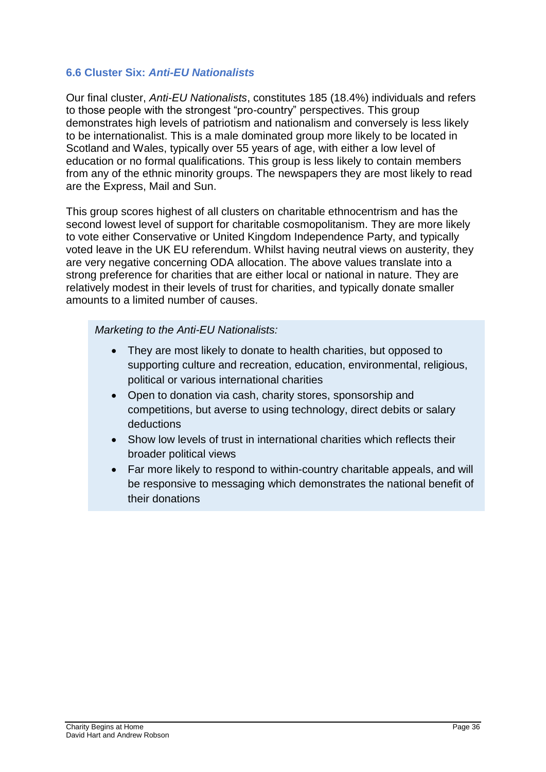### 6.6 Cluster Six: *Anti-EU Nationalists*

Our final cluster, *Anti-EU Nationalists*, constitutes 185 (18.4%) individuals and refers to those people with the strongest "pro-country" perspectives. This group demonstrates high levels of patriotism and nationalism and conversely is less likely to be internationalist. This is a male dominated group more likely to be located in Scotland and Wales, typically over 55 years of age, with either a low level of education or no formal qualifications. This group is less likely to contain members from any of the ethnic minority groups. The newspapers they are most likely to read are the Express, Mail and Sun.

This group scores highest of all clusters on charitable ethnocentrism and has the second lowest level of support for charitable cosmopolitanism. They are more likely to vote either Conservative or United Kingdom Independence Party, and typically voted leave in the UK EU referendum. Whilst having neutral views on austerity, they are very negative concerning ODA allocation. The above values translate into a strong preference for charities that are either local or national in nature. They are relatively modest in their levels of trust for charities, and typically donate smaller amounts to a limited number of causes.

*Marketing to the Anti-EU Nationalists:*

- They are most likely to donate to health charities, but opposed to supporting culture and recreation, education, environmental, religious, political or various international charities
- Open to donation via cash, charity stores, sponsorship and competitions, but averse to using technology, direct debits or salary deductions
- Show low levels of trust in international charities which reflects their broader political views
- Far more likely to respond to within-country charitable appeals, and will be responsive to messaging which demonstrates the national benefit of their donations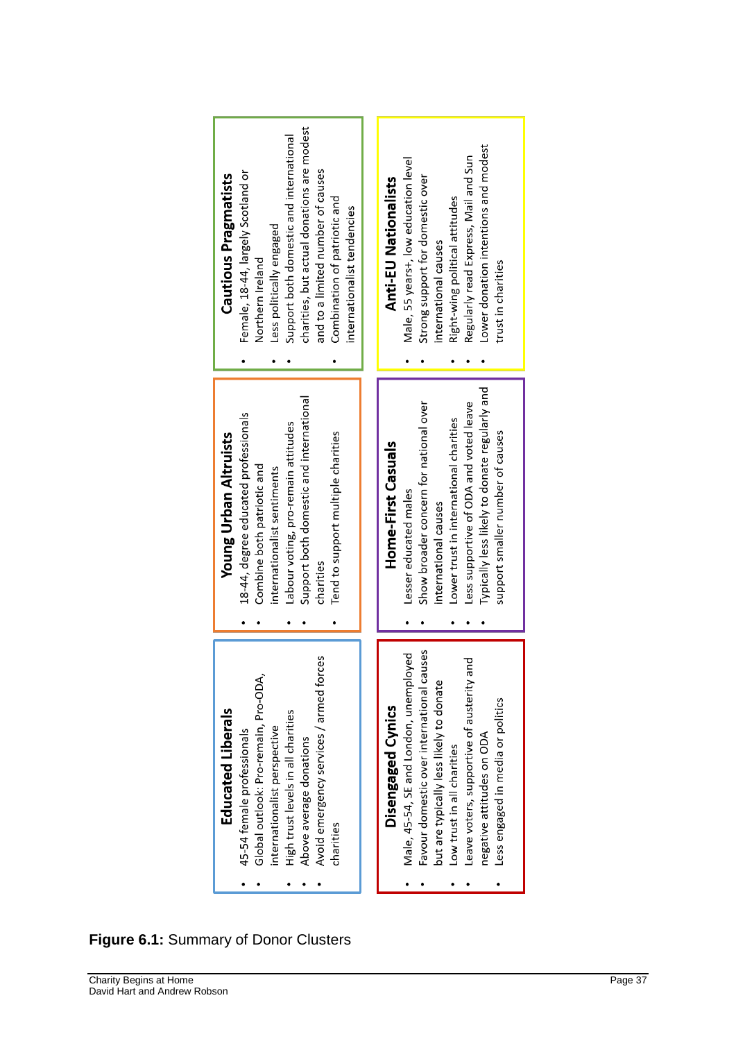### Educated Liberals

- 45-54 female professionals
- Global outlook: Pro-remain, Pro-ODA, internationalist perspective
- High trust levels in all charities
- Above average donations
- Avoid emergency services / armed forces charities

### Young Urban Altruists

- 18-44, degree educated professionals
- Combine both patriotic and internationalist sentiments
- Labour voting, pro-remain attitudes
- Support both domestic and international charities
- Tend to support multiple charities

### Cautious Pragmatists

- Female, 18-44, largely Scotland or Northern Ireland
- Less politically engaged
- Support both domestic and international charities, but actual donations are modest and to a limited number of causes
- Combination of patriotic and internationalist tendencies

### Disengaged Cynics

- Male, 45-54, SE and London, unemployed
- Favour domestic over international causes but are typically less likely to donate
- Low trust in all charities
- Leave voters, supportive of austerity and negative attitudes on ODA
- Less engaged in media or politics

### Home-First Casuals

- Lesser educated males
- Show broader concern for national over international causes
- Lower trust in international charities
- Less supportive of ODA and voted leave
- Typically less likely to donate regularly and support smaller number of causes

### Anti-EU Nationalists

- Male, 55 years+, low education level
- Strong support for domestic over international causes
- Right-wing political attitudes
- Regularly read Express, Mail and Sun
- Lower donation intentions and modest trust in charities

**Figure 6.1:** Summary of Donor Clusters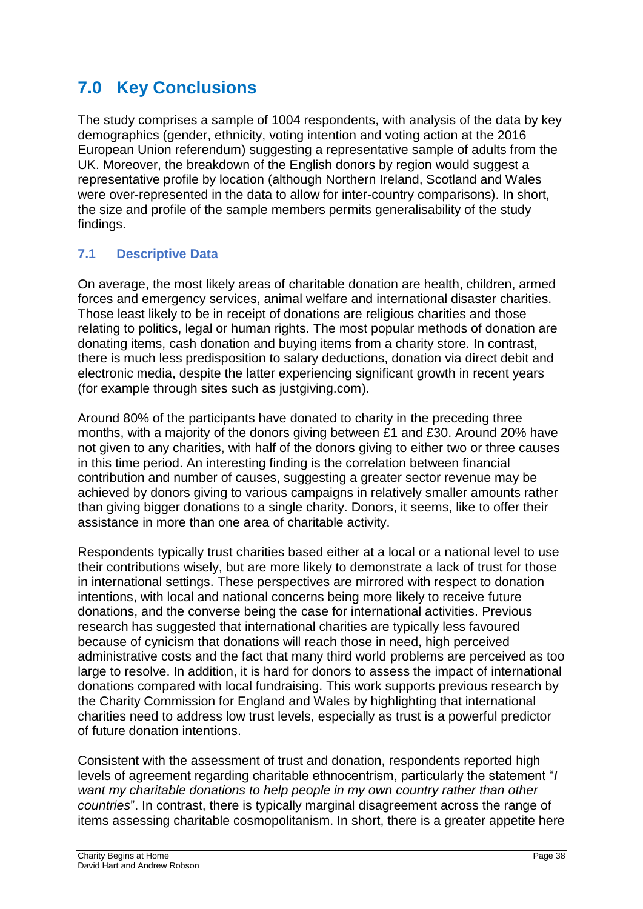# 7.0 Key Conclusions

The study comprises a sample of 1004 respondents, with analysis of the data by key demographics (gender, ethnicity, voting intention and voting action at the 2016 European Union referendum) suggesting a representative sample of adults from the UK. Moreover, the breakdown of the English donors by region would suggest a representative profile by location (although Northern Ireland, Scotland and Wales were over-represented in the data to allow for inter-country comparisons). In short, the size and profile of the sample members permits generalisability of the study findings.

## 7.1 Descriptive Data

On average, the most likely areas of charitable donation are health, children, armed forces and emergency services, animal welfare and international disaster charities. Those least likely to be in receipt of donations are religious charities and those relating to politics, legal or human rights. The most popular methods of donation are donating items, cash donation and buying items from a charity store. In contrast, there is much less predisposition to salary deductions, donation via direct debit and electronic media, despite the latter experiencing significant growth in recent years (for example through sites such as justgiving.com).

Around 80% of the participants have donated to charity in the preceding three months, with a majority of the donors giving between £1 and £30. Around 20% have not given to any charities, with half of the donors giving to either two or three causes in this time period. An interesting finding is the correlation between financial contribution and number of causes, suggesting a greater sector revenue may be achieved by donors giving to various campaigns in relatively smaller amounts rather than giving bigger donations to a single charity. Donors, it seems, like to offer their assistance in more than one area of charitable activity.

Respondents typically trust charities based either at a local or a national level to use their contributions wisely, but are more likely to demonstrate a lack of trust for those in international settings. These perspectives are mirrored with respect to donation intentions, with local and national concerns being more likely to receive future donations, and the converse being the case for international activities. Previous research has suggested that international charities are typically less favoured because of cynicism that donations will reach those in need, high perceived administrative costs and the fact that many third world problems are perceived as too large to resolve. In addition, it is hard for donors to assess the impact of international donations compared with local fundraising. This work supports previous research by the Charity Commission for England and Wales by highlighting that international charities need to address low trust levels, especially as trust is a powerful predictor of future donation intentions.

Consistent with the assessment of trust and donation, respondents reported high levels of agreement regarding charitable ethnocentrism, particularly the statement "*I want my charitable donations to help people in my own country rather than other countries*". In contrast, there is typically marginal disagreement across the range of items assessing charitable cosmopolitanism. In short, there is a greater appetite here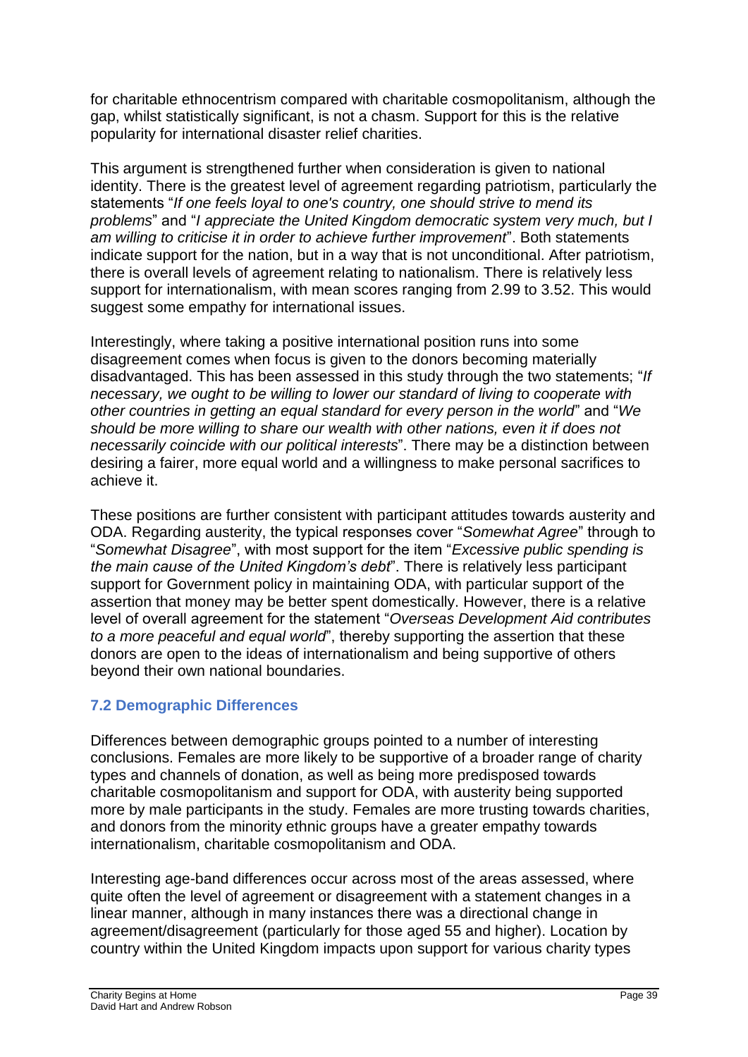for charitable ethnocentrism compared with charitable cosmopolitanism, although the gap, whilst statistically significant, is not a chasm. Support for this is the relative popularity for international disaster relief charities.

This argument is strengthened further when consideration is given to national identity. There is the greatest level of agreement regarding patriotism, particularly the statements "*If one feels loyal to one's country, one should strive to mend its problems*" and "*I appreciate the United Kingdom democratic system very much, but I am willing to criticise it in order to achieve further improvement*". Both statements indicate support for the nation, but in a way that is not unconditional. After patriotism, there is overall levels of agreement relating to nationalism. There is relatively less support for internationalism, with mean scores ranging from 2.99 to 3.52. This would suggest some empathy for international issues.

Interestingly, where taking a positive international position runs into some disagreement comes when focus is given to the donors becoming materially disadvantaged. This has been assessed in this study through the two statements; "*If necessary, we ought to be willing to lower our standard of living to cooperate with other countries in getting an equal standard for every person in the world*" and "*We should be more willing to share our wealth with other nations, even it if does not necessarily coincide with our political interests*". There may be a distinction between desiring a fairer, more equal world and a willingness to make personal sacrifices to achieve it.

These positions are further consistent with participant attitudes towards austerity and ODA. Regarding austerity, the typical responses cover "*Somewhat Agree*" through to "*Somewhat Disagree*", with most support for the item "*Excessive public spending is the main cause of the United Kingdom's debt*". There is relatively less participant support for Government policy in maintaining ODA, with particular support of the assertion that money may be better spent domestically. However, there is a relative level of overall agreement for the statement "*Overseas Development Aid contributes to a more peaceful and equal world*", thereby supporting the assertion that these donors are open to the ideas of internationalism and being supportive of others beyond their own national boundaries.

### 7.2 Demographic Differences

Differences between demographic groups pointed to a number of interesting conclusions. Females are more likely to be supportive of a broader range of charity types and channels of donation, as well as being more predisposed towards charitable cosmopolitanism and support for ODA, with austerity being supported more by male participants in the study. Females are more trusting towards charities, and donors from the minority ethnic groups have a greater empathy towards internationalism, charitable cosmopolitanism and ODA.

Interesting age-band differences occur across most of the areas assessed, where quite often the level of agreement or disagreement with a statement changes in a linear manner, although in many instances there was a directional change in agreement/disagreement (particularly for those aged 55 and higher). Location by country within the United Kingdom impacts upon support for various charity types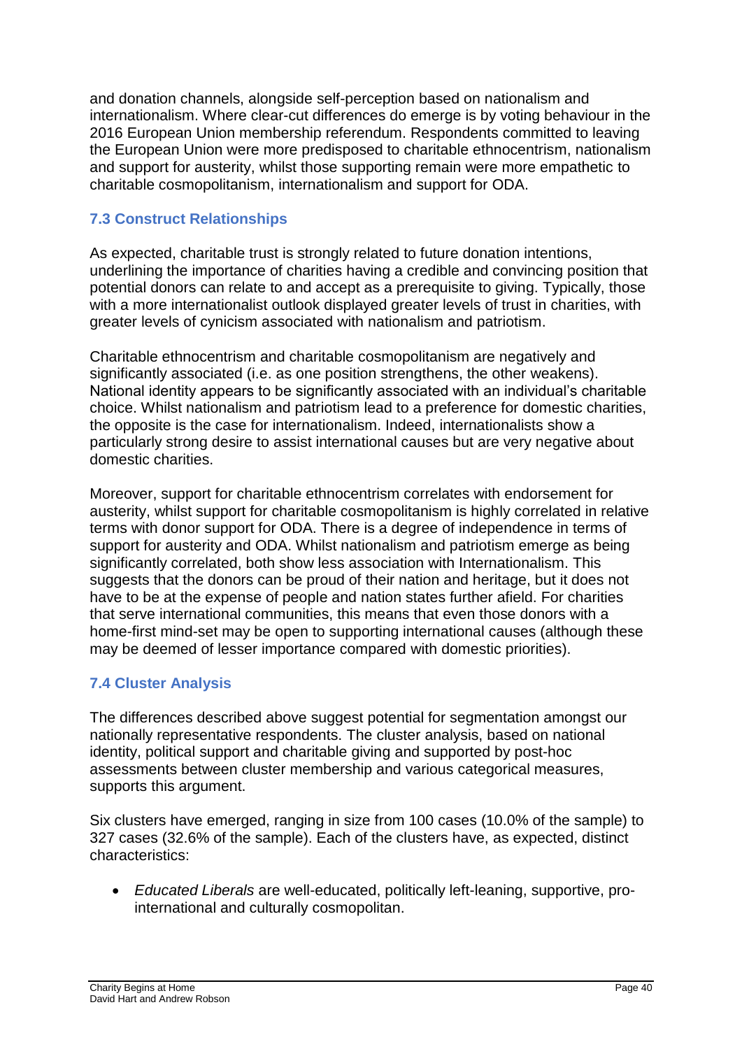and donation channels, alongside self-perception based on nationalism and internationalism. Where clear-cut differences do emerge is by voting behaviour in the 2016 European Union membership referendum. Respondents committed to leaving the European Union were more predisposed to charitable ethnocentrism, nationalism and support for austerity, whilst those supporting remain were more empathetic to charitable cosmopolitanism, internationalism and support for ODA.

### 7.3 Construct Relationships

As expected, charitable trust is strongly related to future donation intentions, underlining the importance of charities having a credible and convincing position that potential donors can relate to and accept as a prerequisite to giving. Typically, those with a more internationalist outlook displayed greater levels of trust in charities, with greater levels of cynicism associated with nationalism and patriotism.

Charitable ethnocentrism and charitable cosmopolitanism are negatively and significantly associated (i.e. as one position strengthens, the other weakens). National identity appears to be significantly associated with an individual's charitable choice. Whilst nationalism and patriotism lead to a preference for domestic charities, the opposite is the case for internationalism. Indeed, internationalists show a particularly strong desire to assist international causes but are very negative about domestic charities.

Moreover, support for charitable ethnocentrism correlates with endorsement for austerity, whilst support for charitable cosmopolitanism is highly correlated in relative terms with donor support for ODA. There is a degree of independence in terms of support for austerity and ODA. Whilst nationalism and patriotism emerge as being significantly correlated, both show less association with Internationalism. This suggests that the donors can be proud of their nation and heritage, but it does not have to be at the expense of people and nation states further afield. For charities that serve international communities, this means that even those donors with a home-first mind-set may be open to supporting international causes (although these may be deemed of lesser importance compared with domestic priorities).

### 7.4 Cluster Analysis

The differences described above suggest potential for segmentation amongst our nationally representative respondents. The cluster analysis, based on national identity, political support and charitable giving and supported by post-hoc assessments between cluster membership and various categorical measures, supports this argument.

Six clusters have emerged, ranging in size from 100 cases (10.0% of the sample) to 327 cases (32.6% of the sample). Each of the clusters have, as expected, distinct characteristics:

- *Educated Liberals* are well-educated, politically left-leaning, supportive, pro-international and culturally cosmopolitan.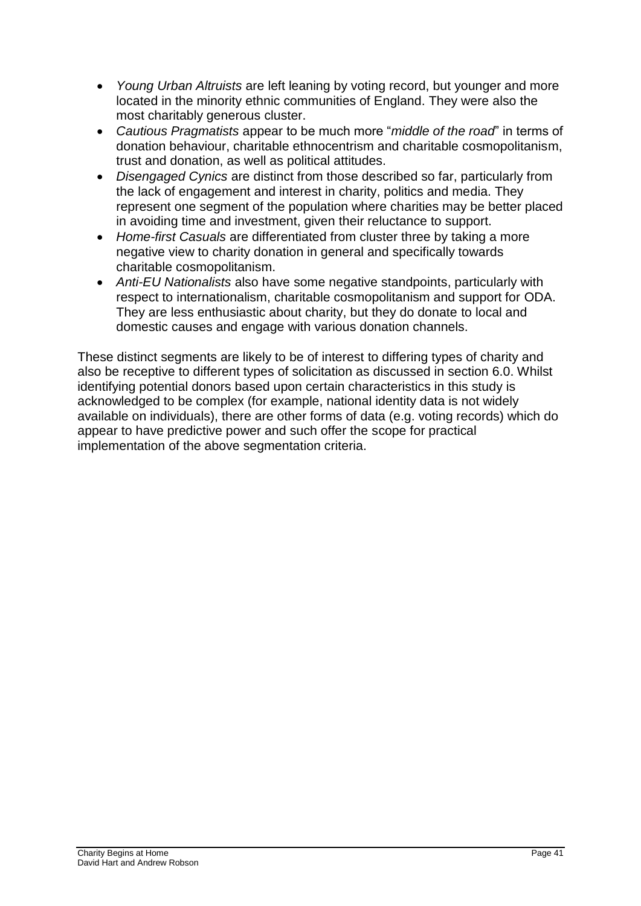- *Young Urban Altruists* are left leaning by voting record, but younger and more located in the minority ethnic communities of England. They were also the most charitably generous cluster.
- *Cautious Pragmatists* appear to be much more "*middle of the road*" in terms of donation behaviour, charitable ethnocentrism and charitable cosmopolitanism, trust and donation, as well as political attitudes.
- *Disengaged Cynics* are distinct from those described so far, particularly from the lack of engagement and interest in charity, politics and media. They represent one segment of the population where charities may be better placed in avoiding time and investment, given their reluctance to support.
- *Home-first Casuals* are differentiated from cluster three by taking a more negative view to charity donation in general and specifically towards charitable cosmopolitanism.
- *Anti-EU Nationalists* also have some negative standpoints, particularly with respect to internationalism, charitable cosmopolitanism and support for ODA. They are less enthusiastic about charity, but they do donate to local and domestic causes and engage with various donation channels.

These distinct segments are likely to be of interest to differing types of charity and also be receptive to different types of solicitation as discussed in section 6.0. Whilst identifying potential donors based upon certain characteristics in this study is acknowledged to be complex (for example, national identity data is not widely available on individuals), there are other forms of data (e.g. voting records) which do appear to have predictive power and such offer the scope for practical implementation of the above segmentation criteria.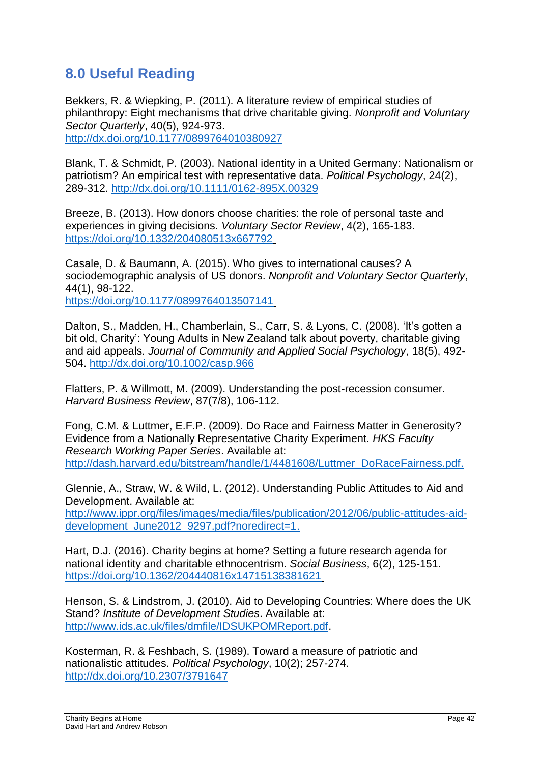## 8.0 Useful Reading

Bekkers, R. & Wiepking, P. (2011). A literature review of empirical studies of philanthropy: Eight mechanisms that drive charitable giving. *Nonprofit and Voluntary Sector Quarterly*, 40(5), 924-973. http://dx.doi.org/10.1177/0899764010380927

Blank, T. & Schmidt, P. (2003). National identity in a United Germany: Nationalism or patriotism? An empirical test with representative data. *Political Psychology*, 24(2), 289-312. http://dx.doi.org/10.1111/0162-895X.00329

Breeze, B. (2013). How donors choose charities: the role of personal taste and experiences in giving decisions. *Voluntary Sector Review*, 4(2), 165-183. https://doi.org/10.1332/204080513x667792

Casale, D. & Baumann, A. (2015). Who gives to international causes? A sociodemographic analysis of US donors. *Nonprofit and Voluntary Sector Quarterly*, 44(1), 98-122. https://doi.org/10.1177/0899764013507141

Dalton, S., Madden, H., Chamberlain, S., Carr, S. & Lyons, C. (2008). 'It's gotten a bit old, Charity': Young Adults in New Zealand talk about poverty, charitable giving and aid appeals. *Journal of Community and Applied Social Psychology*, 18(5), 492-504. http://dx.doi.org/10.1002/casp.966

Flatters, P. & Willmott, M. (2009). Understanding the post-recession consumer. *Harvard Business Review*, 87(7/8), 106-112.

Fong, C.M. & Luttmer, E.F.P. (2009). Do Race and Fairness Matter in Generosity? Evidence from a Nationally Representative Charity Experiment. *HKS Faculty Research Working Paper Series*. Available at: http://dash.harvard.edu/bitstream/handle/1/4481608/Luttmer_DoRaceFairness.pdf.

Glennie, A., Straw, W. & Wild, L. (2012). Understanding Public Attitudes to Aid and Development. Available at: http://www.ippr.org/files/images/media/files/publication/2012/06/public-attitudes-aid-development_June2012_9297.pdf?noredirect=1.

Hart, D.J. (2016). Charity begins at home? Setting a future research agenda for national identity and charitable ethnocentrism. *Social Business*, 6(2), 125-151. https://doi.org/10.1362/204440816x14715138381621

Henson, S. & Lindstrom, J. (2010). Aid to Developing Countries: Where does the UK Stand? *Institute of Development Studies*. Available at: http://www.ids.ac.uk/files/dmfile/IDSUKPOMReport.pdf.

Kosterman, R. & Feshbach, S. (1989). Toward a measure of patriotic and nationalistic attitudes. *Political Psychology*, 10(2); 257-274. http://dx.doi.org/10.2307/3791647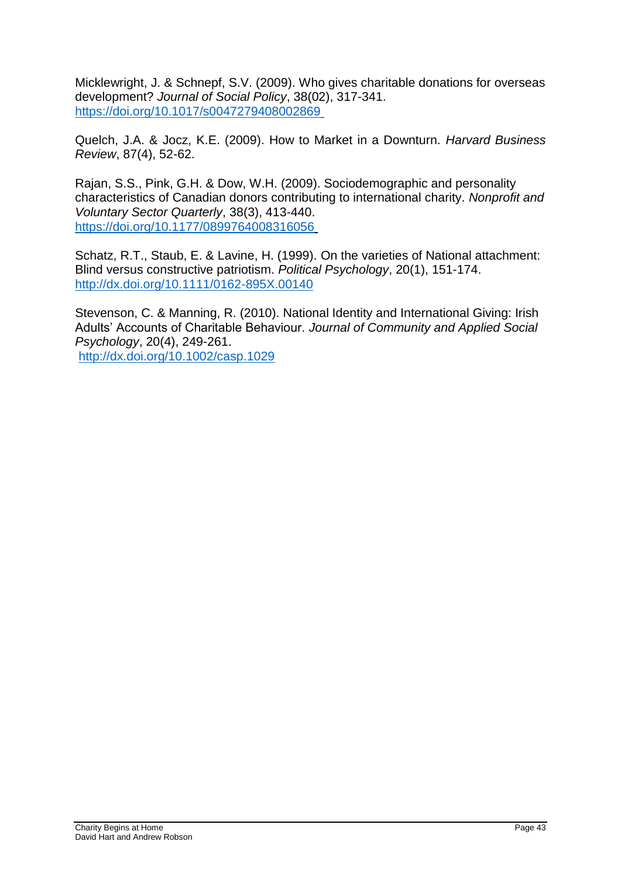Micklewright, J. & Schnepf, S.V. (2009). Who gives charitable donations for overseas development? *Journal of Social Policy*, 38(02), 317-341. https://doi.org/10.1017/s0047279408002869

Quelch, J.A. & Jocz, K.E. (2009). How to Market in a Downturn. *Harvard Business Review*, 87(4), 52-62.

Rajan, S.S., Pink, G.H. & Dow, W.H. (2009). Sociodemographic and personality characteristics of Canadian donors contributing to international charity. *Nonprofit and Voluntary Sector Quarterly*, 38(3), 413-440. https://doi.org/10.1177/0899764008316056

Schatz, R.T., Staub, E. & Lavine, H. (1999). On the varieties of National attachment: Blind versus constructive patriotism. *Political Psychology*, 20(1), 151-174. http://dx.doi.org/10.1111/0162-895X.00140

Stevenson, C. & Manning, R. (2010). National Identity and International Giving: Irish Adults' Accounts of Charitable Behaviour. *Journal of Community and Applied Social Psychology*, 20(4), 249-261. http://dx.doi.org/10.1002/casp.1029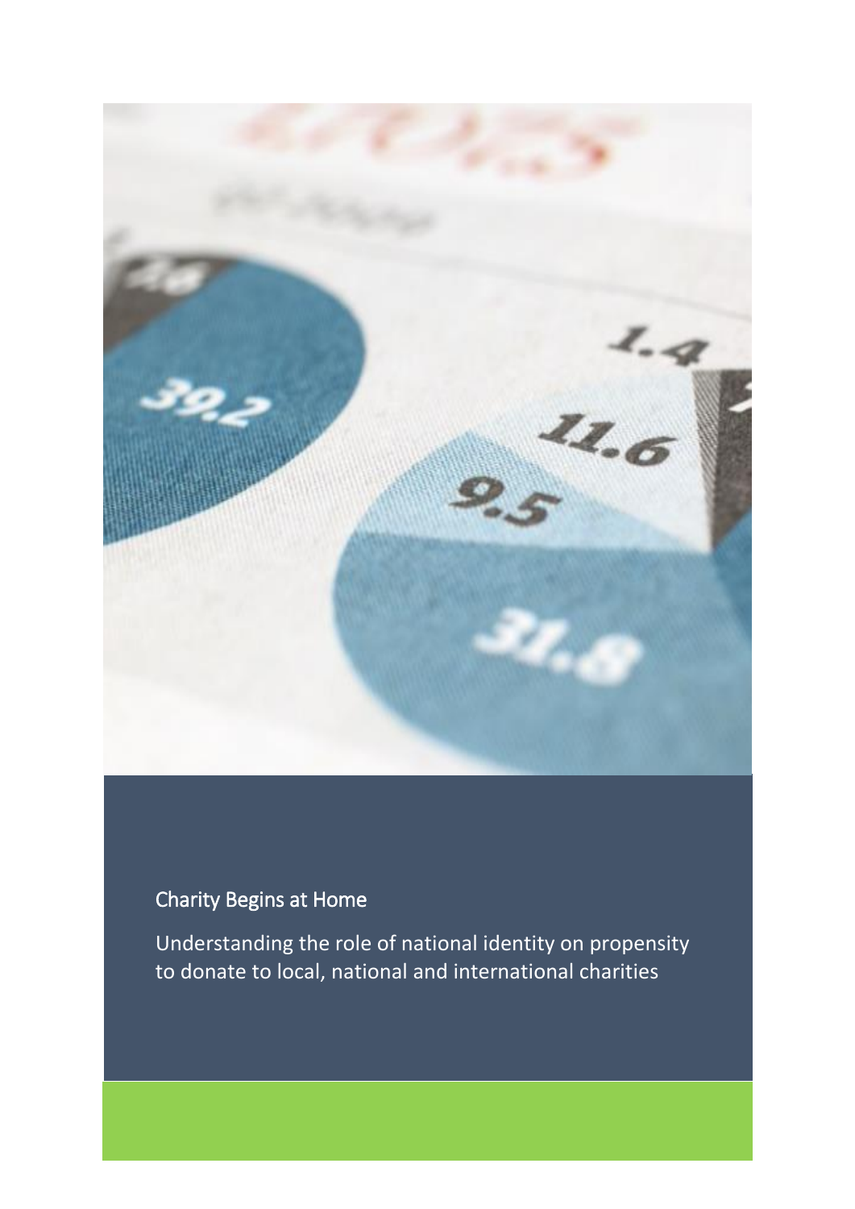Charity Begins at Home

Understanding the role of national identity on propensity to donate to local, national and international charities